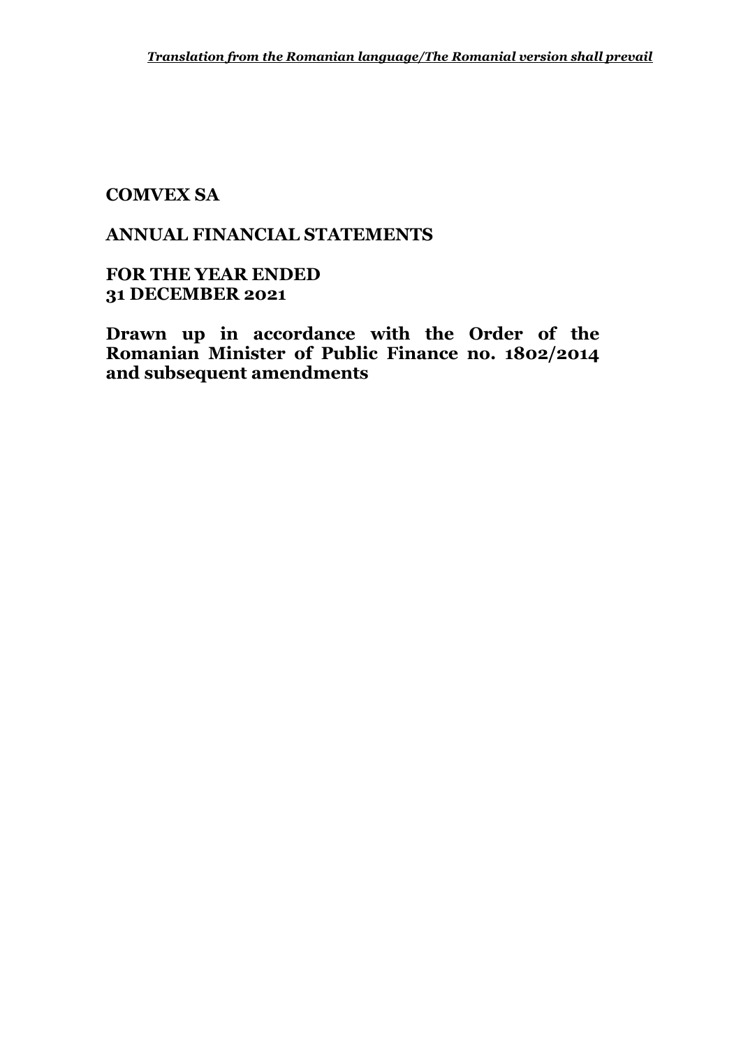*Translation from the Romanian language/The Romanial version shall prevail*

# COMVEX SA

## ANNUAL FINANCIAL STATEMENTS

## FOR THE YEAR ENDED 31 DECEMBER 2021

**Drawn up in accordance with the Order of the Romanian Minister of Public Finance no. 1802/2014 and subsequent amendments**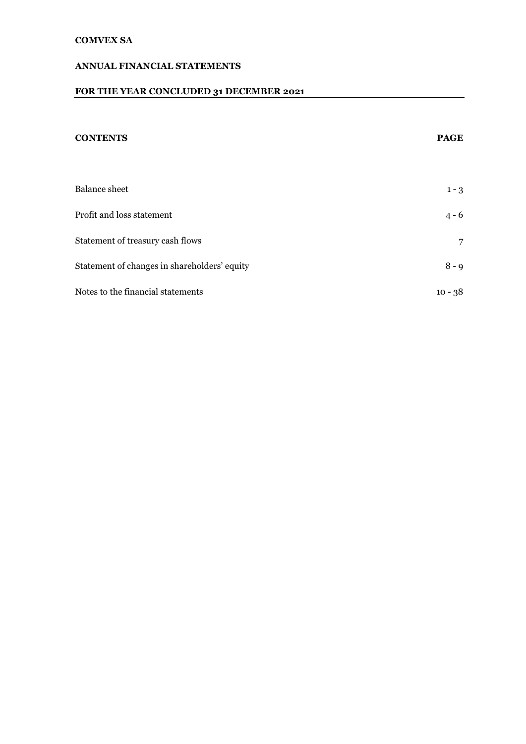**COMVEX SA**

**ANNUAL FINANCIAL STATEMENTS**

**FOR THE YEAR CONCLUDED 31 DECEMBER 2021**

| **CONTENTS** | **PAGE** |
|---|---|
| Balance sheet | 1 - 3 |
| Profit and loss statement | 4 - 6 |
| Statement of treasury cash flows | 7 |
| Statement of changes in shareholders' equity | 8 - 9 |
| Notes to the financial statements | 10 - 38 |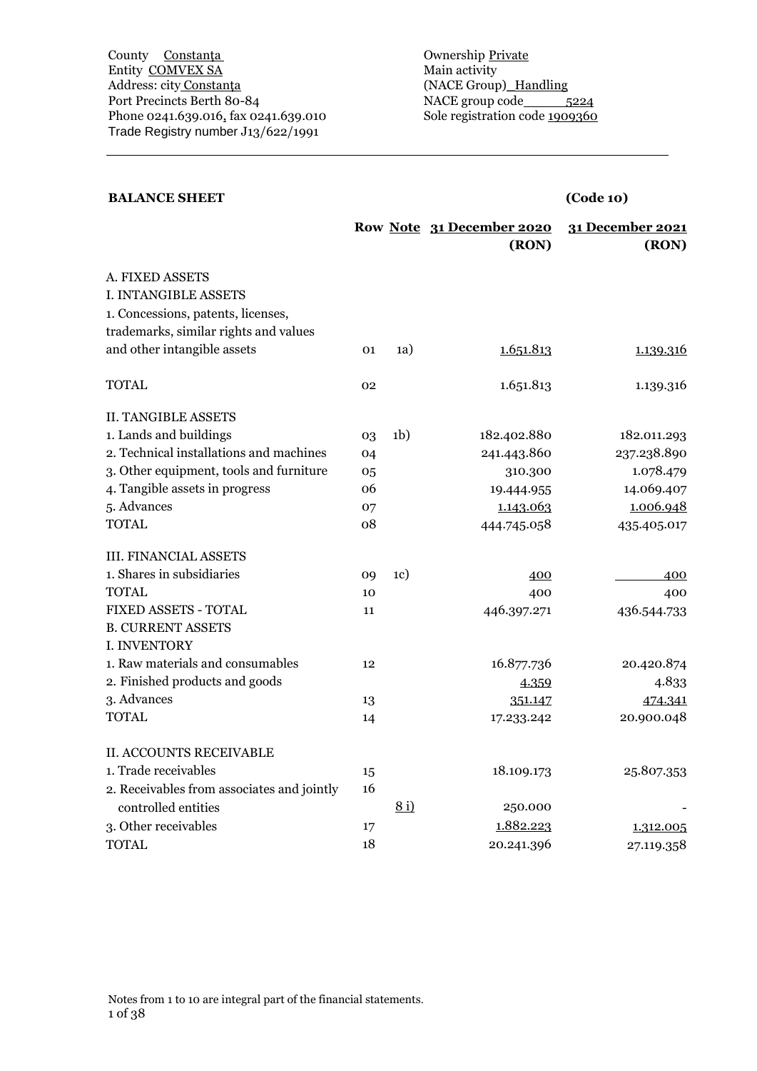County Constanţa
Entity COMVEX SA
Address: city Constanţa
Port Precincts Berth 80-84
Phone 0241.639.016, fax 0241.639.010
Trade Registry number J13/622/1991

Ownership Private
Main activity
(NACE Group) Handling
NACE group code 5224
Sole registration code 1909360

**BALANCE SHEET** **(Code 10)**

| | Row | Note | 31 December 2020 (RON) | 31 December 2021 (RON) |
|---|---|---|---|---|
| A. FIXED ASSETS | | | | |
| I. INTANGIBLE ASSETS | | | | |
| 1. Concessions, patents, licenses, trademarks, similar rights and values and other intangible assets | 01 | 1a) | 1.651.813 | 1.139.316 |
| TOTAL | 02 | | 1.651.813 | 1.139.316 |
| II. TANGIBLE ASSETS | | | | |
| 1. Lands and buildings | 03 | 1b) | 182.402.880 | 182.011.293 |
| 2. Technical installations and machines | 04 | | 241.443.860 | 237.238.890 |
| 3. Other equipment, tools and furniture | 05 | | 310.300 | 1.078.479 |
| 4. Tangible assets in progress | 06 | | 19.444.955 | 14.069.407 |
| 5. Advances | 07 | | 1.143.063 | 1.006.948 |
| TOTAL | 08 | | 444.745.058 | 435.405.017 |
| III. FINANCIAL ASSETS | | | | |
| 1. Shares in subsidiaries | 09 | 1c) | 400 | 400 |
| TOTAL | 10 | | 400 | 400 |
| FIXED ASSETS - TOTAL | 11 | | 446.397.271 | 436.544.733 |
| B. CURRENT ASSETS | | | | |
| I. INVENTORY | | | | |
| 1. Raw materials and consumables | 12 | | 16.877.736 | 20.420.874 |
| 2. Finished products and goods | | | 4.359 | 4.833 |
| 3. Advances | 13 | | 351.147 | 474.341 |
| TOTAL | 14 | | 17.233.242 | 20.900.048 |
| II. ACCOUNTS RECEIVABLE | | | | |
| 1. Trade receivables | 15 | | 18.109.173 | 25.807.353 |
| 2. Receivables from associates and jointly controlled entities | 16 | 8 i) | 250.000 | - |
| 3. Other receivables | 17 | | 1.882.223 | 1.312.005 |
| TOTAL | 18 | | 20.241.396 | 27.119.358 |

Notes from 1 to 10 are integral part of the financial statements.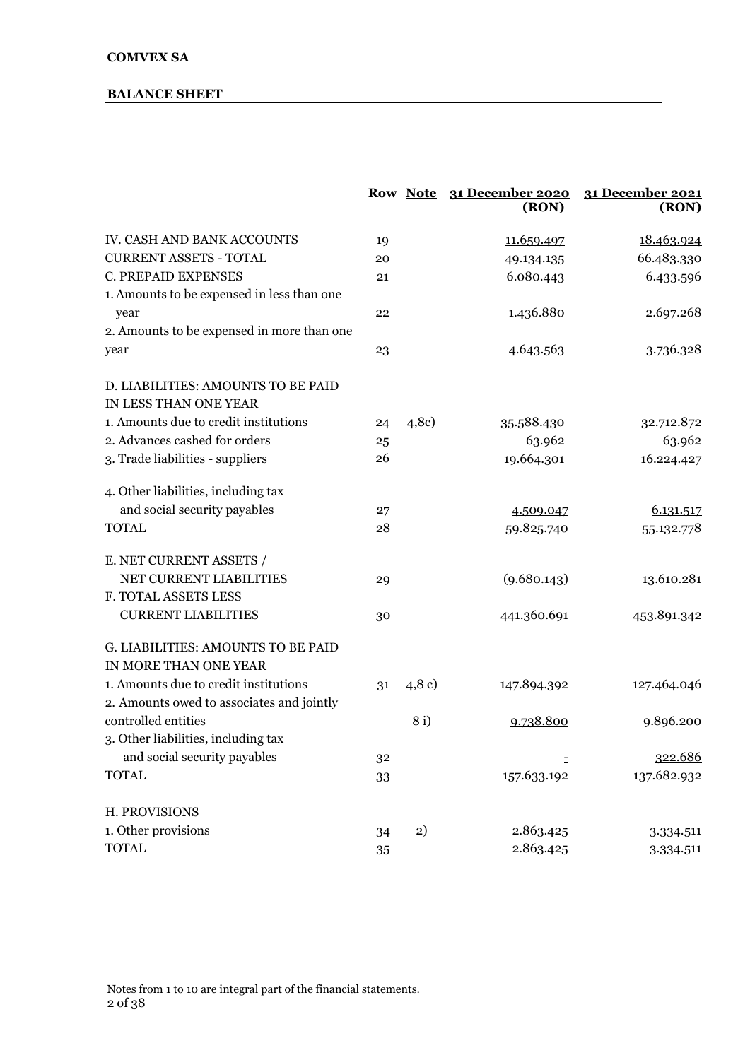**COMVEX SA**

**BALANCE SHEET**

| | Row | Note | 31 December 2020 (RON) | 31 December 2021 (RON) |
|---|---|---|---|---|
| IV. CASH AND BANK ACCOUNTS | 19 | | 11.659.497 | 18.463.924 |
| CURRENT ASSETS - TOTAL | 20 | | 49.134.135 | 66.483.330 |
| C. PREPAID EXPENSES | 21 | | 6.080.443 | 6.433.596 |
| 1. Amounts to be expensed in less than one year | 22 | | 1.436.880 | 2.697.268 |
| 2. Amounts to be expensed in more than one year | 23 | | 4.643.563 | 3.736.328 |
| D. LIABILITIES: AMOUNTS TO BE PAID IN LESS THAN ONE YEAR | | | | |
| 1. Amounts due to credit institutions | 24 | 4,8c) | 35.588.430 | 32.712.872 |
| 2. Advances cashed for orders | 25 | | 63.962 | 63.962 |
| 3. Trade liabilities - suppliers | 26 | | 19.664.301 | 16.224.427 |
| 4. Other liabilities, including tax and social security payables | 27 | | 4.509.047 | 6.131.517 |
| TOTAL | 28 | | 59.825.740 | 55.132.778 |
| E. NET CURRENT ASSETS / NET CURRENT LIABILITIES | 29 | | (9.680.143) | 13.610.281 |
| F. TOTAL ASSETS LESS CURRENT LIABILITIES | 30 | | 441.360.691 | 453.891.342 |
| G. LIABILITIES: AMOUNTS TO BE PAID IN MORE THAN ONE YEAR | | | | |
| 1. Amounts due to credit institutions | 31 | 4,8 c) | 147.894.392 | 127.464.046 |
| 2. Amounts owed to associates and jointly controlled entities | | 8 i) | 9.738.800 | 9.896.200 |
| 3. Other liabilities, including tax and social security payables | 32 | | - | 322.686 |
| TOTAL | 33 | | 157.633.192 | 137.682.932 |
| H. PROVISIONS | | | | |
| 1. Other provisions | 34 | 2) | 2.863.425 | 3.334.511 |
| TOTAL | 35 | | 2.863.425 | 3.334.511 |

Notes from 1 to 10 are integral part of the financial statements.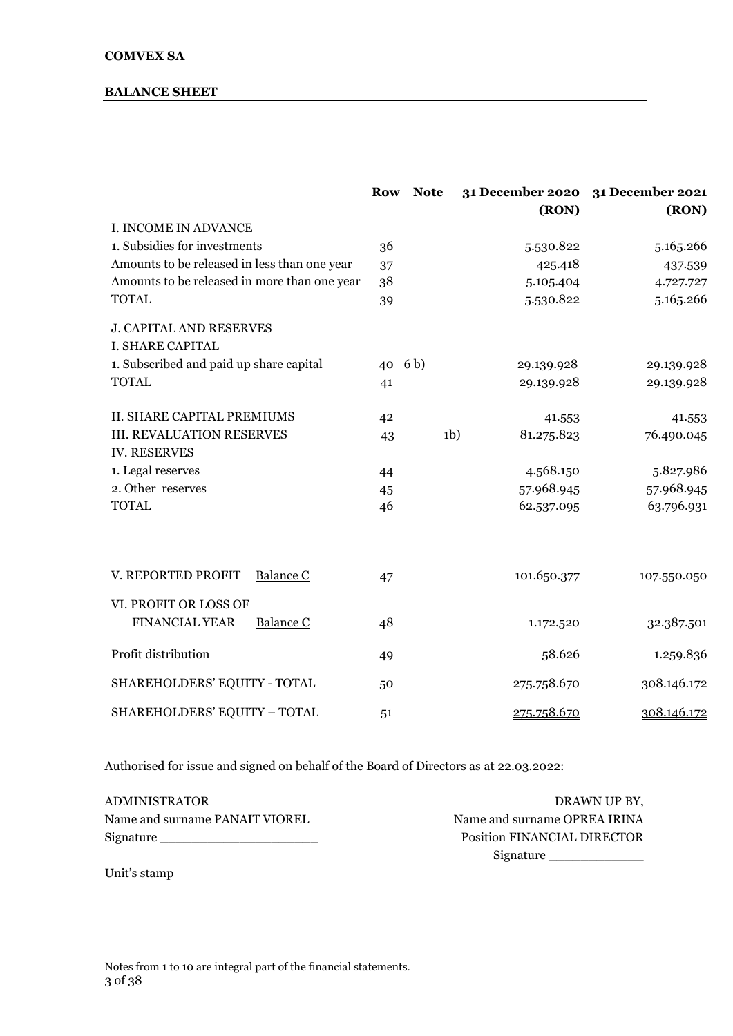**COMVEX SA**

**BALANCE SHEET**

| | Row | Note | 31 December 2020 (RON) | 31 December 2021 (RON) |
|---|---|---|---|---|
| I. INCOME IN ADVANCE | | | | |
| 1. Subsidies for investments | 36 | | 5.530.822 | 5.165.266 |
| Amounts to be released in less than one year | 37 | | 425.418 | 437.539 |
| Amounts to be released in more than one year | 38 | | 5.105.404 | 4.727.727 |
| TOTAL | 39 | | 5.530.822 | 5.165.266 |
| J. CAPITAL AND RESERVES | | | | |
| I. SHARE CAPITAL | | | | |
| 1. Subscribed and paid up share capital | 40 | 6 b) | 29.139.928 | 29.139.928 |
| TOTAL | 41 | | 29.139.928 | 29.139.928 |
| II. SHARE CAPITAL PREMIUMS | 42 | | 41.553 | 41.553 |
| III. REVALUATION RESERVES | 43 | 1b) | 81.275.823 | 76.490.045 |
| IV. RESERVES | | | | |
| 1. Legal reserves | 44 | | 4.568.150 | 5.827.986 |
| 2. Other reserves | 45 | | 57.968.945 | 57.968.945 |
| TOTAL | 46 | | 62.537.095 | 63.796.931 |
| V. REPORTED PROFIT Balance C | 47 | | 101.650.377 | 107.550.050 |
| VI. PROFIT OR LOSS OF FINANCIAL YEAR Balance C | 48 | | 1.172.520 | 32.387.501 |
| Profit distribution | 49 | | 58.626 | 1.259.836 |
| SHAREHOLDERS' EQUITY - TOTAL | 50 | | 275.758.670 | 308.146.172 |
| SHAREHOLDERS' EQUITY – TOTAL | 51 | | 275.758.670 | 308.146.172 |

Authorised for issue and signed on behalf of the Board of Directors as at 22.03.2022:

ADMINISTRATOR
Name and surname PANAIT VIOREL
Signature\_\_\_\_\_\_\_\_\_\_\_\_\_\_\_\_\_\_\_\_

DRAWN UP BY,
Name and surname OPREA IRINA
Position FINANCIAL DIRECTOR
Signature\_\_\_\_\_\_\_\_\_\_\_\_

Unit's stamp

Notes from 1 to 10 are integral part of the financial statements.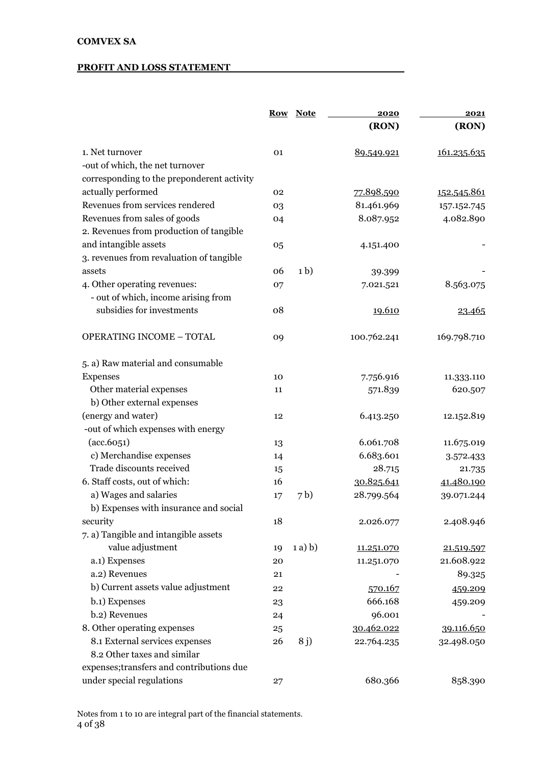**COMVEX SA**

**PROFIT AND LOSS STATEMENT**

| | Row | Note | 2020 (RON) | 2021 (RON) |
|---|---|---|---|---|
| 1. Net turnover | 01 | | 89.549.921 | 161.235.635 |
| -out of which, the net turnover corresponding to the preponderent activity actually performed | 02 | | 77.898.590 | 152.545.861 |
| Revenues from services rendered | 03 | | 81.461.969 | 157.152.745 |
| Revenues from sales of goods | 04 | | 8.087.952 | 4.082.890 |
| 2. Revenues from production of tangible and intangible assets | 05 | | 4.151.400 | - |
| 3. revenues from revaluation of tangible assets | 06 | 1 b) | 39.399 | - |
| 4. Other operating revenues: | 07 | | 7.021.521 | 8.563.075 |
| - out of which, income arising from subsidies for investments | 08 | | 19.610 | 23.465 |
| OPERATING INCOME – TOTAL | 09 | | 100.762.241 | 169.798.710 |
| 5. a) Raw material and consumable Expenses | 10 | | 7.756.916 | 11.333.110 |
| Other material expenses | 11 | | 571.839 | 620.507 |
| b) Other external expenses (energy and water) | 12 | | 6.413.250 | 12.152.819 |
| -out of which expenses with energy (acc.6051) | 13 | | 6.061.708 | 11.675.019 |
| c) Merchandise expenses | 14 | | 6.683.601 | 3.572.433 |
| Trade discounts received | 15 | | 28.715 | 21.735 |
| 6. Staff costs, out of which: | 16 | | 30.825.641 | 41.480.190 |
| a) Wages and salaries | 17 | 7 b) | 28.799.564 | 39.071.244 |
| b) Expenses with insurance and social security | 18 | | 2.026.077 | 2.408.946 |
| 7. a) Tangible and intangible assets value adjustment | 19 | 1 a) b) | 11.251.070 | 21.519.597 |
| a.1) Expenses | 20 | | 11.251.070 | 21.608.922 |
| a.2) Revenues | 21 | | - | 89.325 |
| b) Current assets value adjustment | 22 | | 570.167 | 459.209 |
| b.1) Expenses | 23 | | 666.168 | 459.209 |
| b.2) Revenues | 24 | | 96.001 | - |
| 8. Other operating expenses | 25 | | 30.462.022 | 39.116.650 |
| 8.1 External services expenses | 26 | 8 j) | 22.764.235 | 32.498.050 |
| 8.2 Other taxes and similar expenses;transfers and contributions due under special regulations | 27 | | 680.366 | 858.390 |

Notes from 1 to 10 are integral part of the financial statements.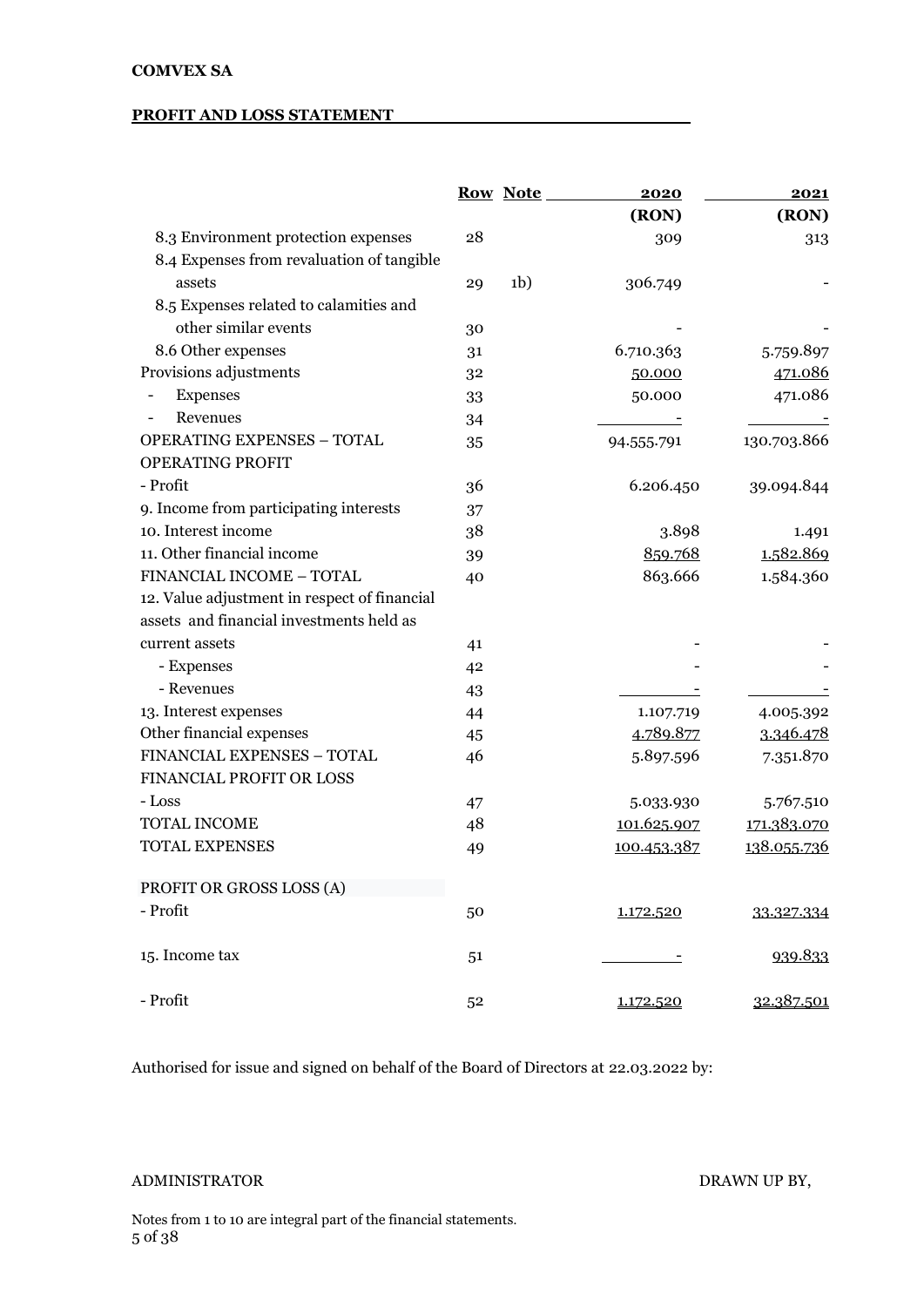**COMVEX SA**

**PROFIT AND LOSS STATEMENT**

| | Row | Note | 2020 (RON) | 2021 (RON) |
|---|---|---|---|---|
| 8.3 Environment protection expenses | 28 | | 309 | 313 |
| 8.4 Expenses from revaluation of tangible assets | 29 | 1b) | 306.749 | - |
| 8.5 Expenses related to calamities and other similar events | 30 | | - | - |
| 8.6 Other expenses | 31 | | 6.710.363 | 5.759.897 |
| Provisions adjustments | 32 | | 50.000 | 471.086 |
| - Expenses | 33 | | 50.000 | 471.086 |
| - Revenues | 34 | | - | - |
| OPERATING EXPENSES – TOTAL | 35 | | 94.555.791 | 130.703.866 |
| OPERATING PROFIT | | | | |
| - Profit | 36 | | 6.206.450 | 39.094.844 |
| 9. Income from participating interests | 37 | | | |
| 10. Interest income | 38 | | 3.898 | 1.491 |
| 11. Other financial income | 39 | | 859.768 | 1.582.869 |
| FINANCIAL INCOME – TOTAL | 40 | | 863.666 | 1.584.360 |
| 12. Value adjustment in respect of financial assets and financial investments held as current assets | 41 | | - | - |
| - Expenses | 42 | | - | - |
| - Revenues | 43 | | - | - |
| 13. Interest expenses | 44 | | 1.107.719 | 4.005.392 |
| Other financial expenses | 45 | | 4.789.877 | 3.346.478 |
| FINANCIAL EXPENSES – TOTAL | 46 | | 5.897.596 | 7.351.870 |
| FINANCIAL PROFIT OR LOSS | | | | |
| - Loss | 47 | | 5.033.930 | 5.767.510 |
| TOTAL INCOME | 48 | | 101.625.907 | 171.383.070 |
| TOTAL EXPENSES | 49 | | 100.453.387 | 138.055.736 |
| PROFIT OR GROSS LOSS (A) | | | | |
| - Profit | 50 | | 1.172.520 | 33.327.334 |
| 15. Income tax | 51 | | - | 939.833 |
| - Profit | 52 | | 1.172.520 | 32.387.501 |

Authorised for issue and signed on behalf of the Board of Directors at 22.03.2022 by:

ADMINISTRATOR DRAWN UP BY,

Notes from 1 to 10 are integral part of the financial statements.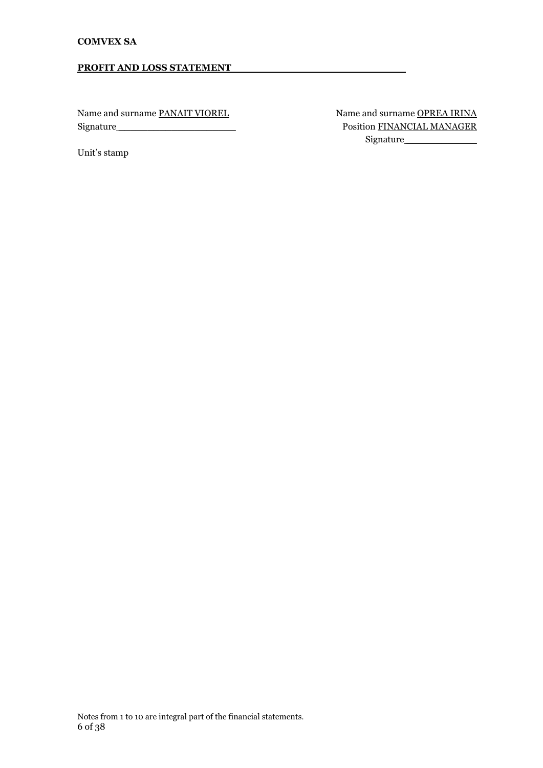**COMVEX SA**

**PROFIT AND LOSS STATEMENT**

Name and surname PANAIT VIOREL
Signature______________________

Unit's stamp

Name and surname OPREA IRINA
Position FINANCIAL MANAGER
Signature_____________

Notes from 1 to 10 are integral part of the financial statements.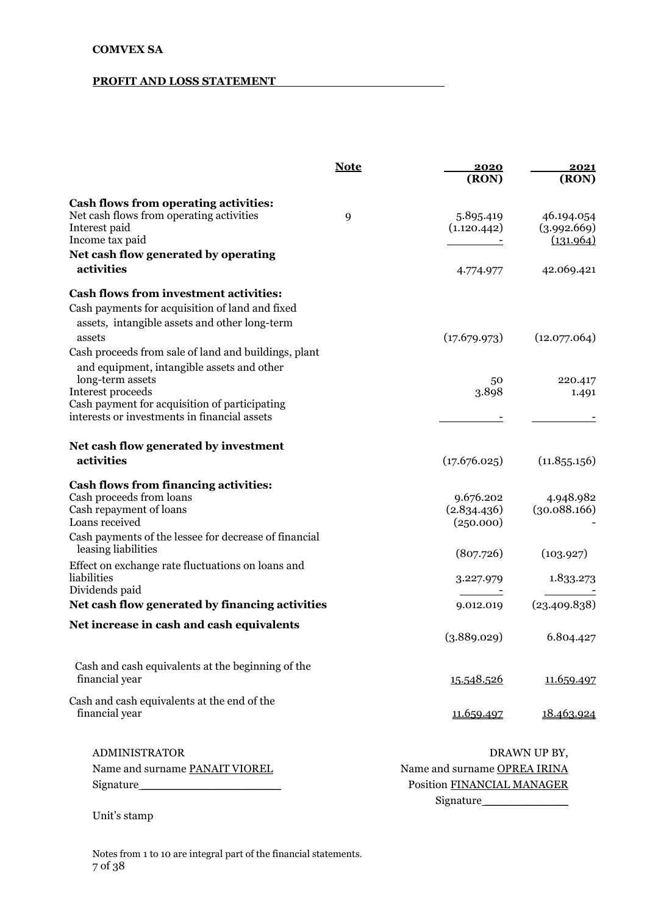**COMVEX SA**

**PROFIT AND LOSS STATEMENT**

| | Note | 2020 (RON) | 2021 (RON) |
|---|---|---|---|
| **Cash flows from operating activities:** | | | |
| Net cash flows from operating activities | 9 | 5.895.419 | 46.194.054 |
| Interest paid | | (1.120.442) | (3.992.669) |
| Income tax paid | | - | (131.964) |
| **Net cash flow generated by operating activities** | | 4.774.977 | 42.069.421 |
| **Cash flows from investment activities:** | | | |
| Cash payments for acquisition of land and fixed assets, intangible assets and other long-term assets | | (17.679.973) | (12.077.064) |
| Cash proceeds from sale of land and buildings, plant and equipment, intangible assets and other long-term assets | | 50 | 220.417 |
| Interest proceeds | | 3.898 | 1.491 |
| Cash payment for acquisition of participating interests or investments in financial assets | | - | - |
| **Net cash flow generated by investment activities** | | (17.676.025) | (11.855.156) |
| **Cash flows from financing activities:** | | | |
| Cash proceeds from loans | | 9.676.202 | 4.948.982 |
| Cash repayment of loans | | (2.834.436) | (30.088.166) |
| Loans received | | (250.000) | - |
| Cash payments of the lessee for decrease of financial leasing liabilities | | (807.726) | (103.927) |
| Effect on exchange rate fluctuations on loans and liabilities | | 3.227.979 | 1.833.273 |
| Dividends paid | | - | - |
| **Net cash flow generated by financing activities** | | 9.012.019 | (23.409.838) |
| **Net increase in cash and cash equivalents** | | (3.889.029) | 6.804.427 |
| Cash and cash equivalents at the beginning of the financial year | | 15.548.526 | 11.659.497 |
| Cash and cash equivalents at the end of the financial year | | 11.659.497 | 18.463.924 |

ADMINISTRATOR
Name and surname PANAIT VIOREL
Signature

DRAWN UP BY,
Name and surname OPREA IRINA
Position FINANCIAL MANAGER
Signature

Unit's stamp

Notes from 1 to 10 are integral part of the financial statements.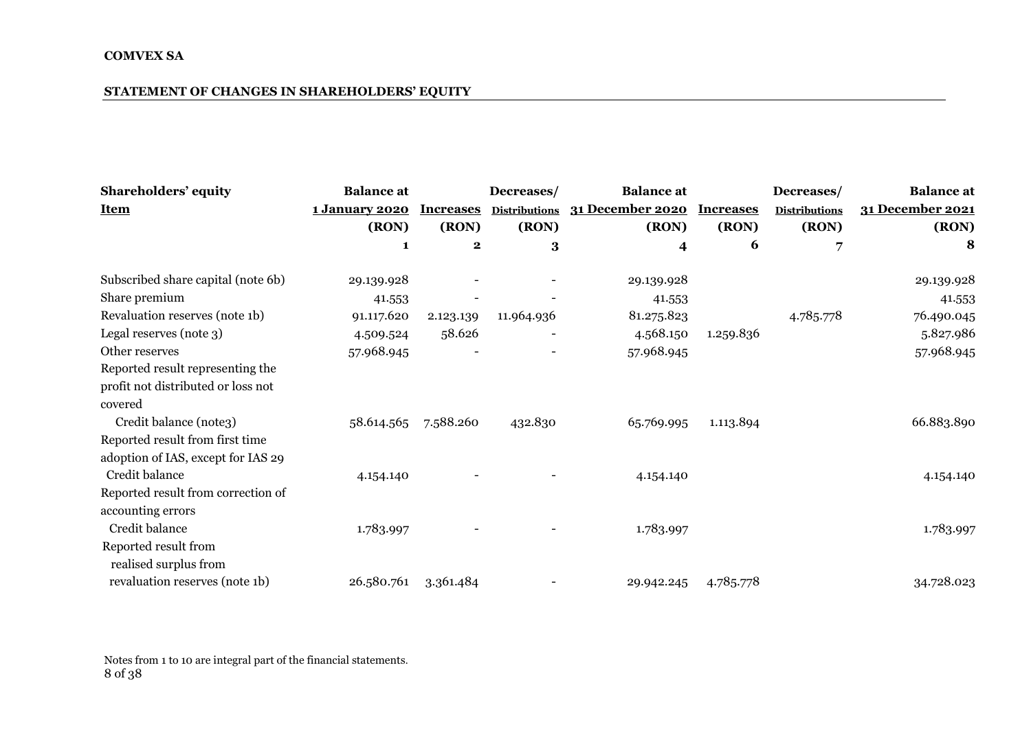**COMVEX SA**

**STATEMENT OF CHANGES IN SHAREHOLDERS' EQUITY**

| Shareholders' equity Item | Balance at 1 January 2020 (RON) | Increases (RON) | Decreases/ Distributions (RON) | Balance at 31 December 2020 (RON) | Increases (RON) | Decreases/ Distributions (RON) | Balance at 31 December 2021 (RON) |
|---|---|---|---|---|---|---|---|
| | 1 | 2 | 3 | 4 | 6 | 7 | 8 |
| Subscribed share capital (note 6b) | 29.139.928 | - | - | 29.139.928 | | | 29.139.928 |
| Share premium | 41.553 | - | - | 41.553 | | | 41.553 |
| Revaluation reserves (note 1b) | 91.117.620 | 2.123.139 | 11.964.936 | 81.275.823 | | 4.785.778 | 76.490.045 |
| Legal reserves (note 3) | 4.509.524 | 58.626 | - | 4.568.150 | 1.259.836 | | 5.827.986 |
| Other reserves | 57.968.945 | - | - | 57.968.945 | | | 57.968.945 |
| Reported result representing the profit not distributed or loss not covered | | | | | | | |
| Credit balance (note3) | 58.614.565 | 7.588.260 | 432.830 | 65.769.995 | 1.113.894 | | 66.883.890 |
| Reported result from first time adoption of IAS, except for IAS 29 | | | | | | | |
| Credit balance | 4.154.140 | - | - | 4.154.140 | | | 4.154.140 |
| Reported result from correction of accounting errors | | | | | | | |
| Credit balance | 1.783.997 | - | - | 1.783.997 | | | 1.783.997 |
| Reported result from realised surplus from revaluation reserves (note 1b) | 26.580.761 | 3.361.484 | - | 29.942.245 | 4.785.778 | | 34.728.023 |

Notes from 1 to 10 are integral part of the financial statements.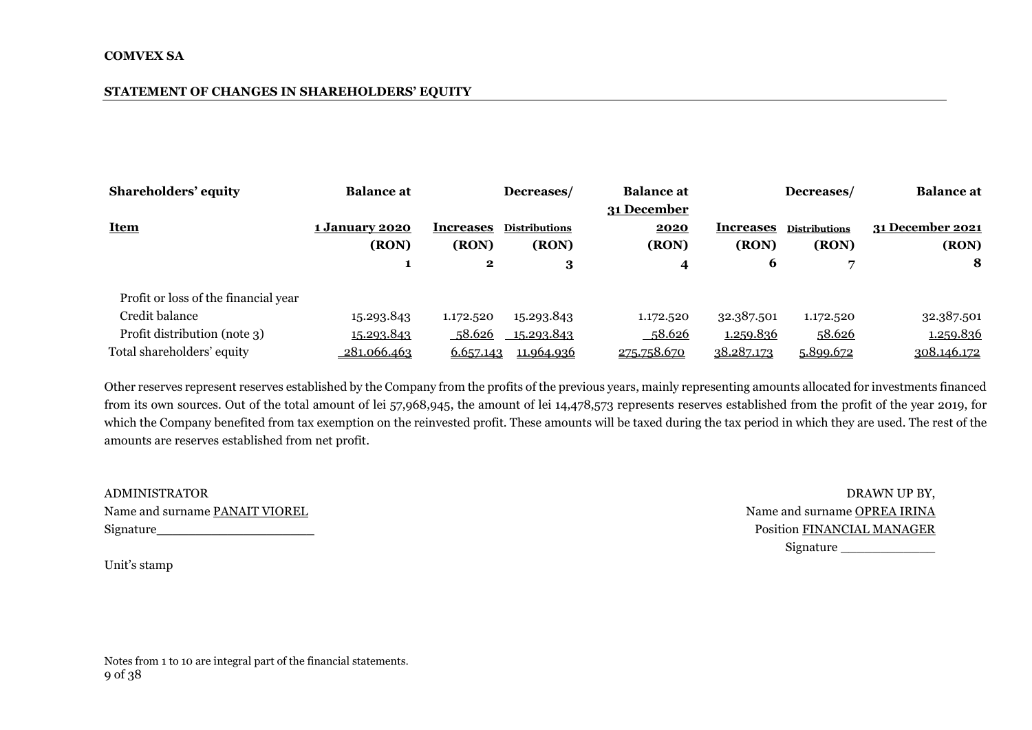**COMVEX SA**

**STATEMENT OF CHANGES IN SHAREHOLDERS' EQUITY**

| Shareholders' equity<br>Item | Balance at 1 January 2020 (RON) | Increases (RON) | Decreases/ Distributions (RON) | Balance at 31 December 2020 (RON) | Increases (RON) | Decreases/ Distributions (RON) | Balance at 31 December 2021 (RON) |
|---|---|---|---|---|---|---|---|
| | 1 | 2 | 3 | 4 | 6 | 7 | 8 |
| Profit or loss of the financial year | | | | | | | |
| Credit balance | 15.293.843 | 1.172.520 | 15.293.843 | 1.172.520 | 32.387.501 | 1.172.520 | 32.387.501 |
| Profit distribution (note 3) | 15.293.843 | 58.626 | 15.293.843 | 58.626 | 1.259.836 | 58.626 | 1.259.836 |
| Total shareholders' equity | 281.066.463 | 6.657.143 | 11.964.936 | 275.758.670 | 38.287.173 | 5.899.672 | 308.146.172 |

Other reserves represent reserves established by the Company from the profits of the previous years, mainly representing amounts allocated for investments financed from its own sources. Out of the total amount of lei 57,968,945, the amount of lei 14,478,573 represents reserves established from the profit of the year 2019, for which the Company benefited from tax exemption on the reinvested profit. These amounts will be taxed during the tax period in which they are used. The rest of the amounts are reserves established from net profit.

ADMINISTRATOR
Name and surname PANAIT VIOREL
Signature____________________

Unit's stamp

DRAWN UP BY,
Name and surname OPREA IRINA
Position FINANCIAL MANAGER
Signature ____________

Notes from 1 to 10 are integral part of the financial statements.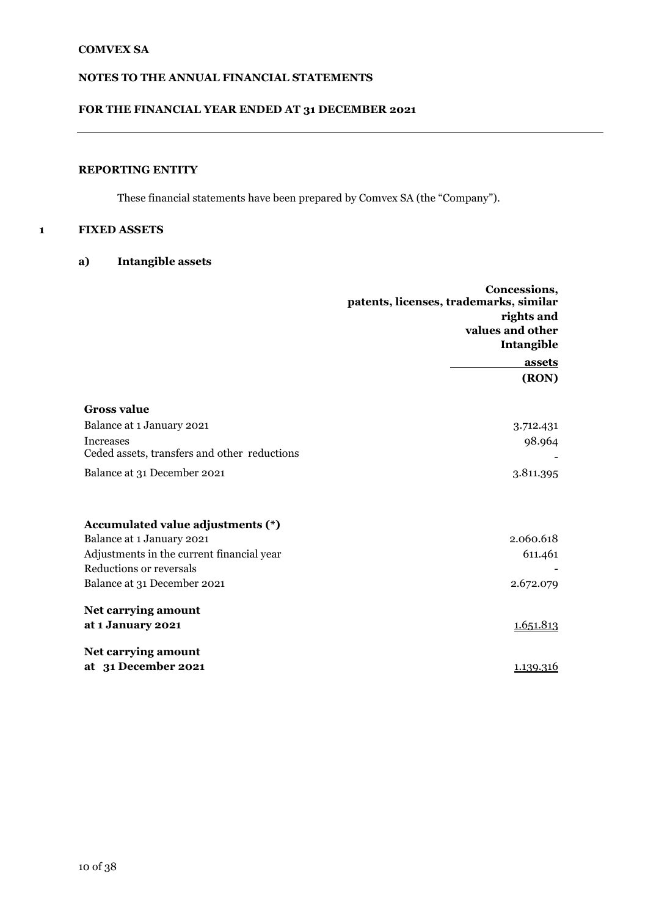**COMVEX SA**

**NOTES TO THE ANNUAL FINANCIAL STATEMENTS**

**FOR THE FINANCIAL YEAR ENDED AT 31 DECEMBER 2021**

## REPORTING ENTITY

These financial statements have been prepared by Comvex SA (the "Company").

## 1 FIXED ASSETS

### a) Intangible assets

| | Concessions, patents, licenses, trademarks, similar rights and values and other Intangible assets (RON) |
|---|---|
| **Gross value** | |
| Balance at 1 January 2021 | 3.712.431 |
| Increases | 98.964 |
| Ceded assets, transfers and other reductions | - |
| Balance at 31 December 2021 | 3.811.395 |
| | |
| **Accumulated value adjustments (*)** | |
| Balance at 1 January 2021 | 2.060.618 |
| Adjustments in the current financial year | 611.461 |
| Reductions or reversals | - |
| Balance at 31 December 2021 | 2.672.079 |
| | |
| **Net carrying amount at 1 January 2021** | 1.651.813 |
| | |
| **Net carrying amount at 31 December 2021** | 1.139.316 |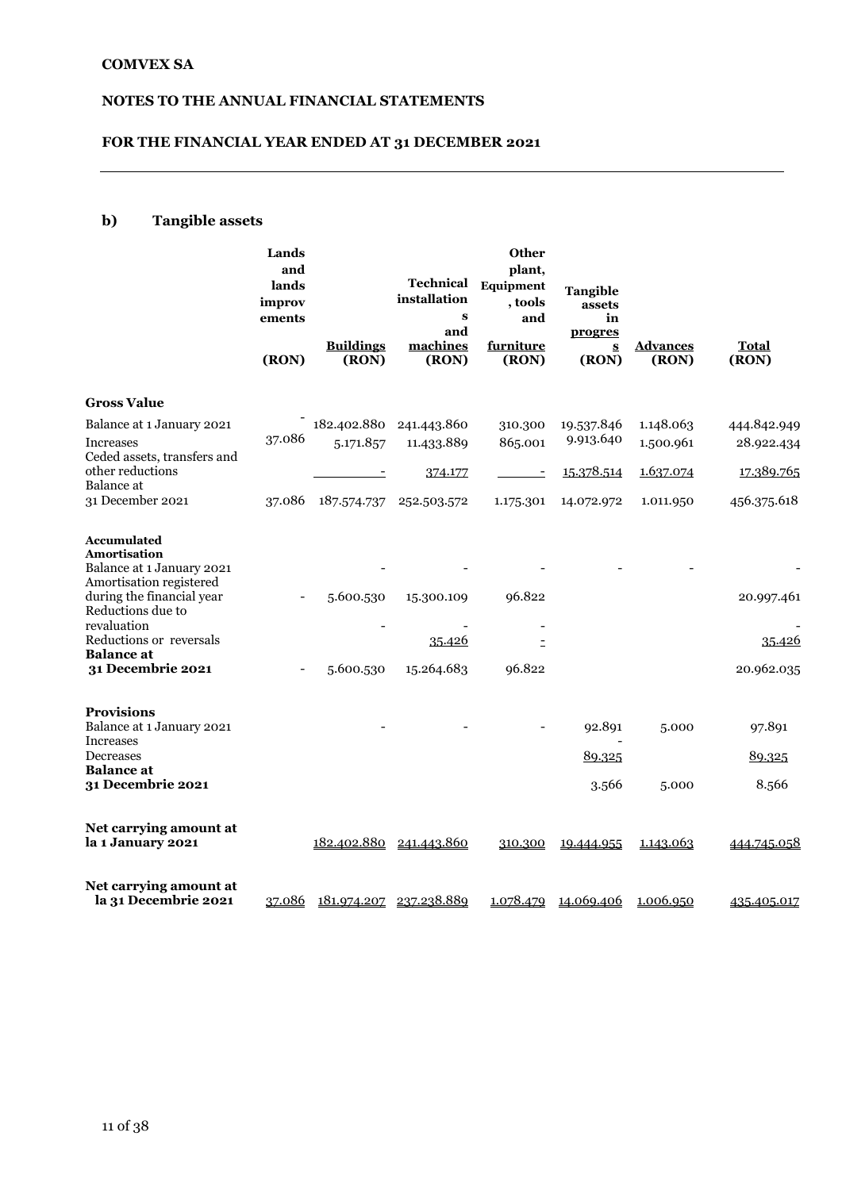**COMVEX SA**

**NOTES TO THE ANNUAL FINANCIAL STATEMENTS**

**FOR THE FINANCIAL YEAR ENDED AT 31 DECEMBER 2021**

## b) Tangible assets

| | Lands and lands improvements (RON) | Buildings (RON) | Technical installations and machines (RON) | Other plant, Equipment, tools and furniture (RON) | Tangible assets in progress (RON) | Advances (RON) | Total (RON) |
|---|---|---|---|---|---|---|---|
| **Gross Value** | | | | | | | |
| Balance at 1 January 2021 | - | 182.402.880 | 241.443.860 | 310.300 | 19.537.846 | 1.148.063 | 444.842.949 |
| Increases | 37.086 | 5.171.857 | 11.433.889 | 865.001 | 9.913.640 | 1.500.961 | 28.922.434 |
| Ceded assets, transfers and other reductions | | - | 374.177 | - | 15.378.514 | 1.637.074 | 17.389.765 |
| Balance at 31 December 2021 | 37.086 | 187.574.737 | 252.503.572 | 1.175.301 | 14.072.972 | 1.011.950 | 456.375.618 |
| **Accumulated Amortisation** | | | | | | | |
| Balance at 1 January 2021 | | - | - | - | - | - | - |
| Amortisation registered during the financial year | - | 5.600.530 | 15.300.109 | 96.822 | | | 20.997.461 |
| Reductions due to revaluation | | - | - | - | | | - |
| Reductions or reversals | | | 35.426 | - | | | 35.426 |
| **Balance at 31 Decembrie 2021** | - | 5.600.530 | 15.264.683 | 96.822 | | | 20.962.035 |
| **Provisions** | | | | | | | |
| Balance at 1 January 2021 | | - | - | - | 92.891 | 5.000 | 97.891 |
| Increases | | | | | - | | |
| Decreases | | | | | 89.325 | | 89.325 |
| **Balance at 31 Decembrie 2021** | | | | | 3.566 | 5.000 | 8.566 |
| **Net carrying amount at la 1 January 2021** | | 182.402.880 | 241.443.860 | 310.300 | 19.444.955 | 1.143.063 | 444.745.058 |
| **Net carrying amount at la 31 Decembrie 2021** | 37.086 | 181.974.207 | 237.238.889 | 1.078.479 | 14.069.406 | 1.006.950 | 435.405.017 |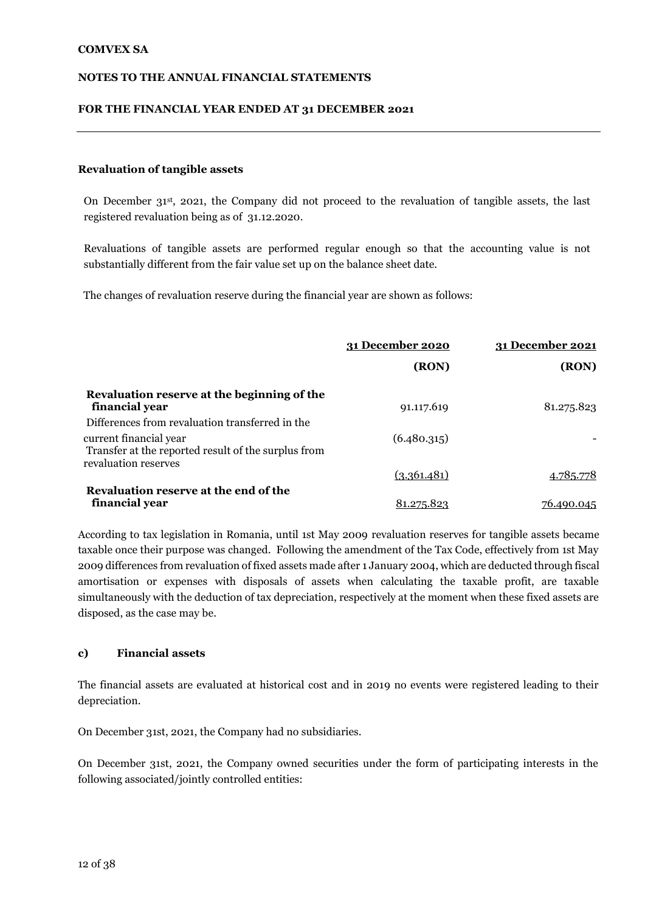### Revaluation of tangible assets

On December 31st, 2021, the Company did not proceed to the revaluation of tangible assets, the last registered revaluation being as of 31.12.2020.

Revaluations of tangible assets are performed regular enough so that the accounting value is not substantially different from the fair value set up on the balance sheet date.

The changes of revaluation reserve during the financial year are shown as follows:

| | 31 December 2020 (RON) | 31 December 2021 (RON) |
|---|---|---|
| **Revaluation reserve at the beginning of the financial year** | 91.117.619 | 81.275.823 |
| Differences from revaluation transferred in the current financial year | (6.480.315) | - |
| Transfer at the reported result of the surplus from revaluation reserves | (3.361.481) | 4.785.778 |
| **Revaluation reserve at the end of the financial year** | 81.275.823 | 76.490.045 |

According to tax legislation in Romania, until 1st May 2009 revaluation reserves for tangible assets became taxable once their purpose was changed. Following the amendment of the Tax Code, effectively from 1st May 2009 differences from revaluation of fixed assets made after 1 January 2004, which are deducted through fiscal amortisation or expenses with disposals of assets when calculating the taxable profit, are taxable simultaneously with the deduction of tax depreciation, respectively at the moment when these fixed assets are disposed, as the case may be.

### c) Financial assets

The financial assets are evaluated at historical cost and in 2019 no events were registered leading to their depreciation.

On December 31st, 2021, the Company had no subsidiaries.

On December 31st, 2021, the Company owned securities under the form of participating interests in the following associated/jointly controlled entities: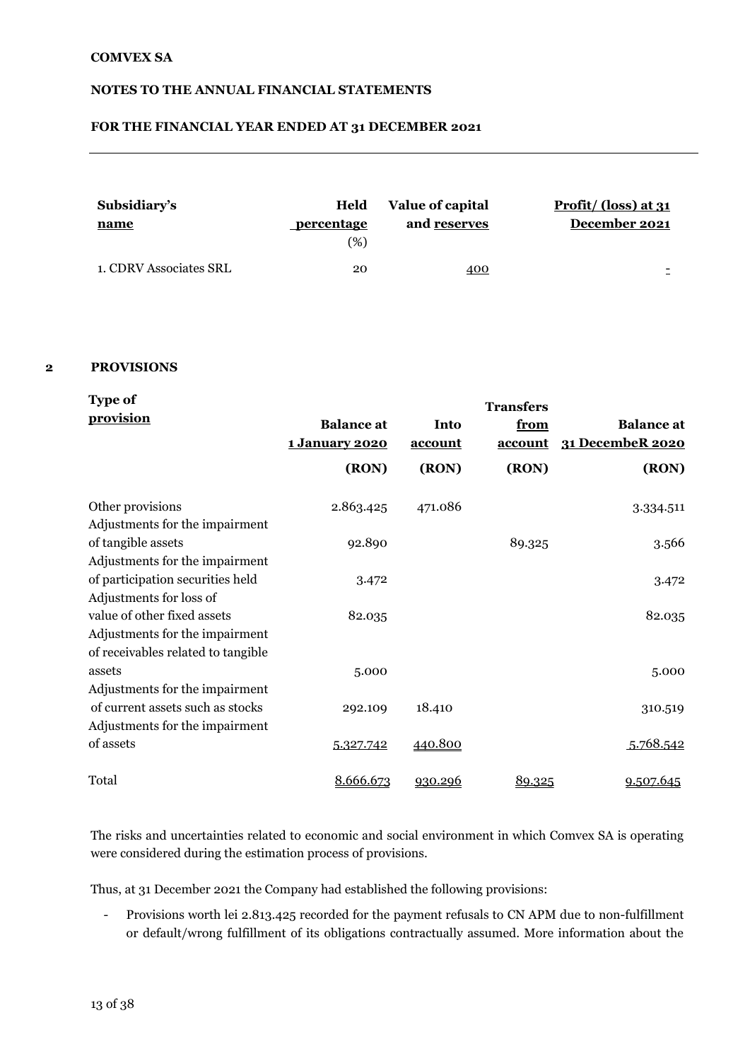| Subsidiary's name | Held percentage (%) | Value of capital and reserves | Profit/ (loss) at 31 December 2021 |
|---|---|---|---|
| 1. CDRV Associates SRL | 20 | 400 | - |

## 2 PROVISIONS

| Type of provision | Balance at 1 January 2020 | Into account | Transfers from account | Balance at 31 DecembeR 2020 |
|---|---|---|---|---|
| | (RON) | (RON) | (RON) | (RON) |
| Other provisions | 2.863.425 | 471.086 | | 3.334.511 |
| Adjustments for the impairment of tangible assets | 92.890 | | 89.325 | 3.566 |
| Adjustments for the impairment of participation securities held | 3.472 | | | 3.472 |
| Adjustments for loss of value of other fixed assets | 82.035 | | | 82.035 |
| Adjustments for the impairment of receivables related to tangible assets | 5.000 | | | 5.000 |
| Adjustments for the impairment of current assets such as stocks | 292.109 | 18.410 | | 310.519 |
| Adjustments for the impairment of assets | 5.327.742 | 440.800 | | 5.768.542 |
| Total | 8.666.673 | 930.296 | 89.325 | 9.507.645 |

The risks and uncertainties related to economic and social environment in which Comvex SA is operating were considered during the estimation process of provisions.

Thus, at 31 December 2021 the Company had established the following provisions:

- Provisions worth lei 2.813.425 recorded for the payment refusals to CN APM due to non-fulfillment or default/wrong fulfillment of its obligations contractually assumed. More information about the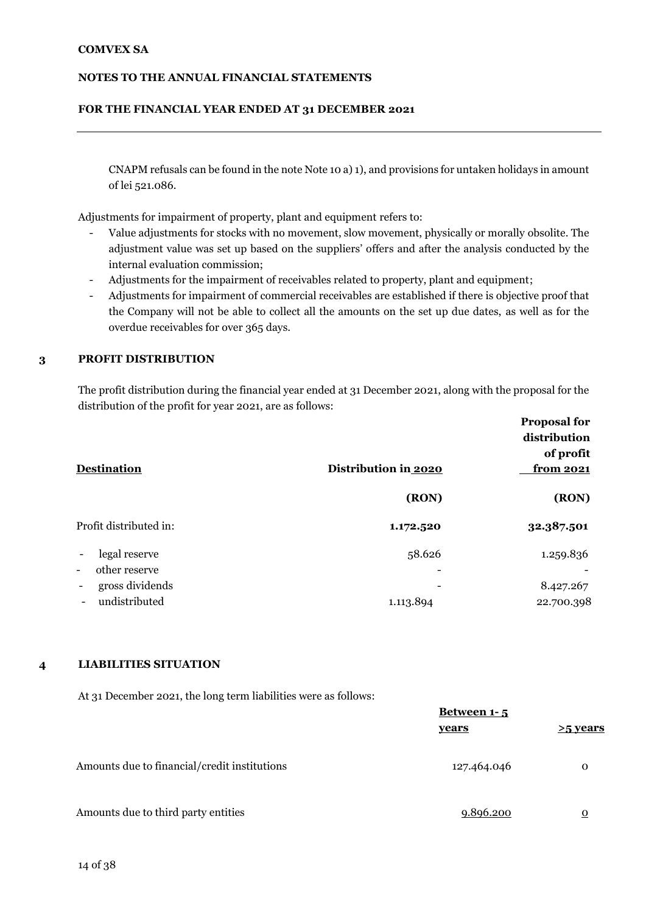CNAPM refusals can be found in the note Note 10 a) 1), and provisions for untaken holidays in amount of lei 521.086.

Adjustments for impairment of property, plant and equipment refers to:

- Value adjustments for stocks with no movement, slow movement, physically or morally obsolite. The adjustment value was set up based on the suppliers' offers and after the analysis conducted by the internal evaluation commission;
- Adjustments for the impairment of receivables related to property, plant and equipment;
- Adjustments for impairment of commercial receivables are established if there is objective proof that the Company will not be able to collect all the amounts on the set up due dates, as well as for the overdue receivables for over 365 days.

## 3 PROFIT DISTRIBUTION

The profit distribution during the financial year ended at 31 December 2021, along with the proposal for the distribution of the profit for year 2021, are as follows:

| Destination | Distribution in 2020 | Proposal for distribution of profit from 2021 |
|---|---|---|
| | **(RON)** | **(RON)** |
| Profit distributed in: | **1.172.520** | **32.387.501** |
| - legal reserve | 58.626 | 1.259.836 |
| - other reserve | - | - |
| - gross dividends | - | 8.427.267 |
| - undistributed | 1.113.894 | 22.700.398 |

## 4 LIABILITIES SITUATION

At 31 December 2021, the long term liabilities were as follows:

| | Between 1- 5 years | >5 years |
|---|---|---|
| Amounts due to financial/credit institutions | 127.464.046 | 0 |
| Amounts due to third party entities | 9.896.200 | 0 |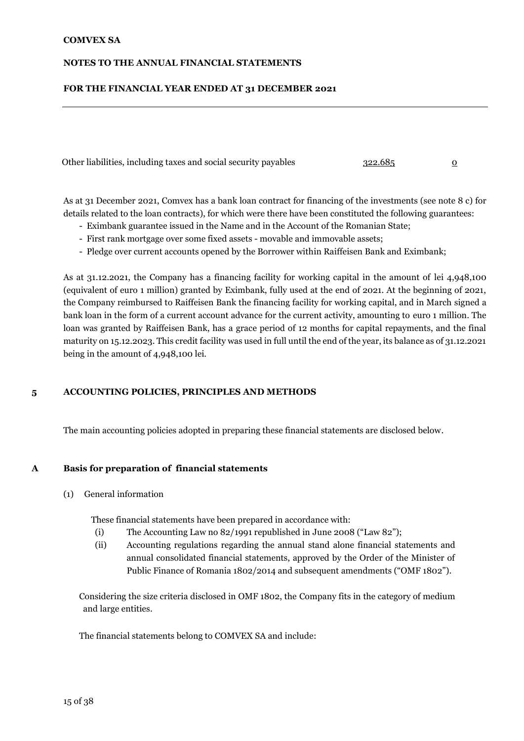| Other liabilities, including taxes and social security payables | 322.685 | 0 |
|---|---|---|

As at 31 December 2021, Comvex has a bank loan contract for financing of the investments (see note 8 c) for details related to the loan contracts), for which were there have been constituted the following guarantees:

- Eximbank guarantee issued in the Name and in the Account of the Romanian State;
- First rank mortgage over some fixed assets - movable and immovable assets;
- Pledge over current accounts opened by the Borrower within Raiffeisen Bank and Eximbank;

As at 31.12.2021, the Company has a financing facility for working capital in the amount of lei 4,948,100 (equivalent of euro 1 million) granted by Eximbank, fully used at the end of 2021. At the beginning of 2021, the Company reimbursed to Raiffeisen Bank the financing facility for working capital, and in March signed a bank loan in the form of a current account advance for the current activity, amounting to euro 1 million. The loan was granted by Raiffeisen Bank, has a grace period of 12 months for capital repayments, and the final maturity on 15.12.2023. This credit facility was used in full until the end of the year, its balance as of 31.12.2021 being in the amount of 4,948,100 lei.

## 5 ACCOUNTING POLICIES, PRINCIPLES AND METHODS

The main accounting policies adopted in preparing these financial statements are disclosed below.

### A Basis for preparation of financial statements

(1) General information

These financial statements have been prepared in accordance with:

(i) The Accounting Law no 82/1991 republished in June 2008 ("Law 82");

(ii) Accounting regulations regarding the annual stand alone financial statements and annual consolidated financial statements, approved by the Order of the Minister of Public Finance of Romania 1802/2014 and subsequent amendments ("OMF 1802").

Considering the size criteria disclosed in OMF 1802, the Company fits in the category of medium and large entities.

The financial statements belong to COMVEX SA and include: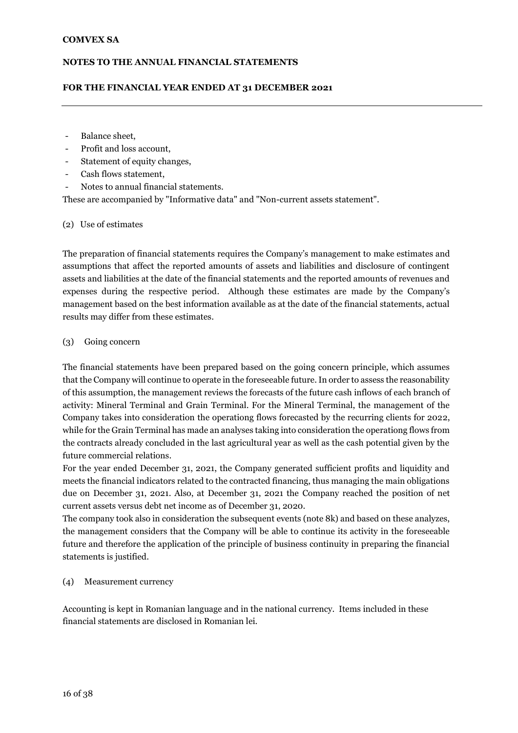- Balance sheet,
- Profit and loss account,
- Statement of equity changes,
- Cash flows statement,
- Notes to annual financial statements.

These are accompanied by "Informative data" and "Non-current assets statement".

(2) Use of estimates

The preparation of financial statements requires the Company's management to make estimates and assumptions that affect the reported amounts of assets and liabilities and disclosure of contingent assets and liabilities at the date of the financial statements and the reported amounts of revenues and expenses during the respective period. Although these estimates are made by the Company's management based on the best information available as at the date of the financial statements, actual results may differ from these estimates.

(3) Going concern

The financial statements have been prepared based on the going concern principle, which assumes that the Company will continue to operate in the foreseeable future. In order to assess the reasonability of this assumption, the management reviews the forecasts of the future cash inflows of each branch of activity: Mineral Terminal and Grain Terminal. For the Mineral Terminal, the management of the Company takes into consideration the operationg flows forecasted by the recurring clients for 2022, while for the Grain Terminal has made an analyses taking into consideration the operationg flows from the contracts already concluded in the last agricultural year as well as the cash potential given by the future commercial relations.

For the year ended December 31, 2021, the Company generated sufficient profits and liquidity and meets the financial indicators related to the contracted financing, thus managing the main obligations due on December 31, 2021. Also, at December 31, 2021 the Company reached the position of net current assets versus debt net income as of December 31, 2020.

The company took also in consideration the subsequent events (note 8k) and based on these analyzes, the management considers that the Company will be able to continue its activity in the foreseeable future and therefore the application of the principle of business continuity in preparing the financial statements is justified.

(4) Measurement currency

Accounting is kept in Romanian language and in the national currency. Items included in these financial statements are disclosed in Romanian lei.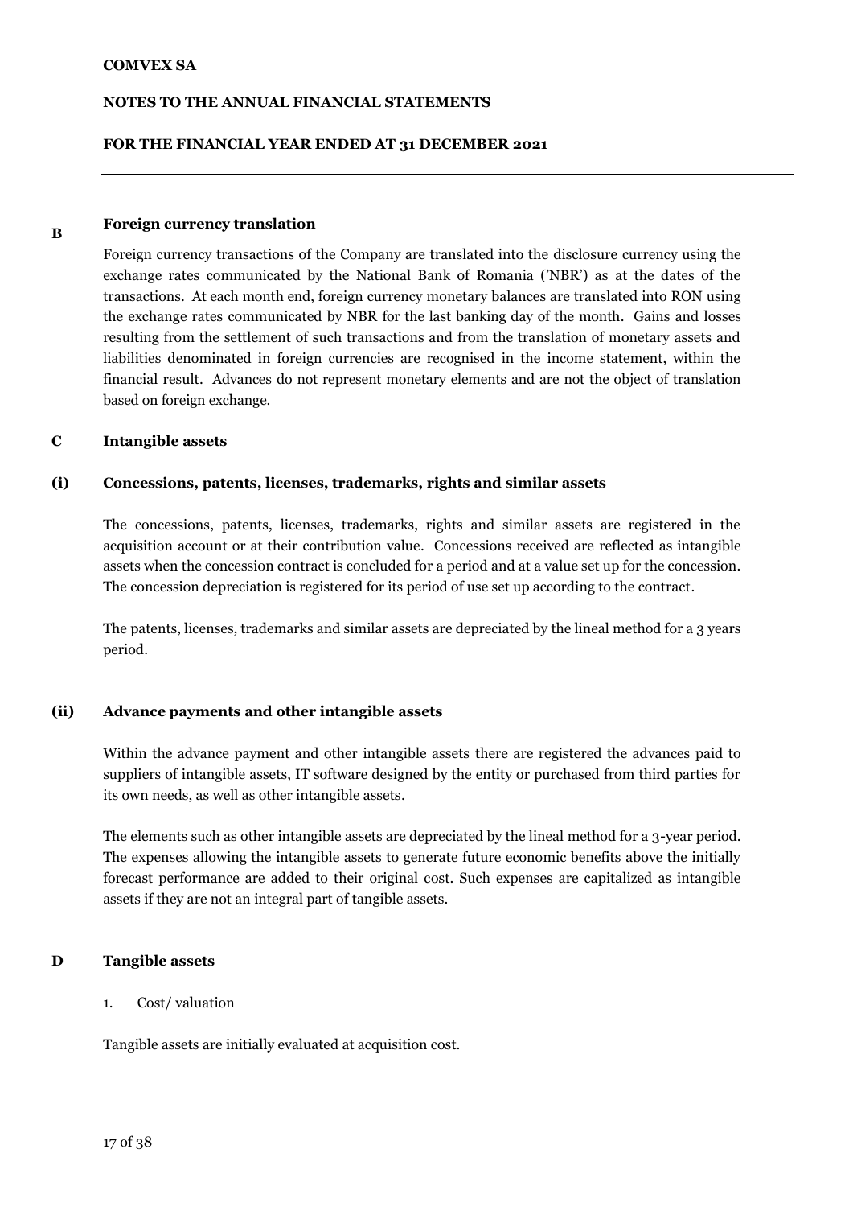## B Foreign currency translation

Foreign currency transactions of the Company are translated into the disclosure currency using the exchange rates communicated by the National Bank of Romania ('NBR') as at the dates of the transactions. At each month end, foreign currency monetary balances are translated into RON using the exchange rates communicated by NBR for the last banking day of the month. Gains and losses resulting from the settlement of such transactions and from the translation of monetary assets and liabilities denominated in foreign currencies are recognised in the income statement, within the financial result. Advances do not represent monetary elements and are not the object of translation based on foreign exchange.

## C Intangible assets

### (i) Concessions, patents, licenses, trademarks, rights and similar assets

The concessions, patents, licenses, trademarks, rights and similar assets are registered in the acquisition account or at their contribution value. Concessions received are reflected as intangible assets when the concession contract is concluded for a period and at a value set up for the concession. The concession depreciation is registered for its period of use set up according to the contract.

The patents, licenses, trademarks and similar assets are depreciated by the lineal method for a 3 years period.

### (ii) Advance payments and other intangible assets

Within the advance payment and other intangible assets there are registered the advances paid to suppliers of intangible assets, IT software designed by the entity or purchased from third parties for its own needs, as well as other intangible assets.

The elements such as other intangible assets are depreciated by the lineal method for a 3-year period. The expenses allowing the intangible assets to generate future economic benefits above the initially forecast performance are added to their original cost. Such expenses are capitalized as intangible assets if they are not an integral part of tangible assets.

## D Tangible assets

1. Cost/ valuation

Tangible assets are initially evaluated at acquisition cost.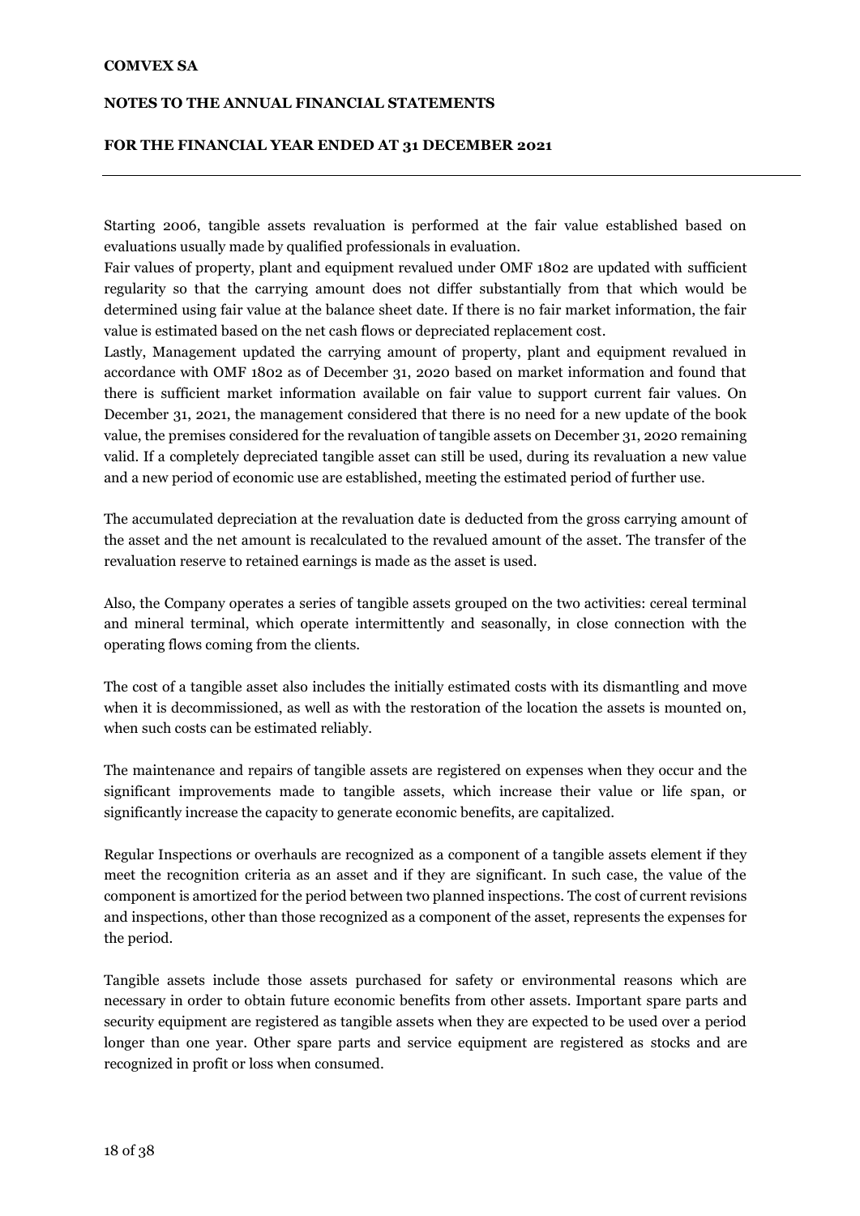Starting 2006, tangible assets revaluation is performed at the fair value established based on evaluations usually made by qualified professionals in evaluation.

Fair values of property, plant and equipment revalued under OMF 1802 are updated with sufficient regularity so that the carrying amount does not differ substantially from that which would be determined using fair value at the balance sheet date. If there is no fair market information, the fair value is estimated based on the net cash flows or depreciated replacement cost.

Lastly, Management updated the carrying amount of property, plant and equipment revalued in accordance with OMF 1802 as of December 31, 2020 based on market information and found that there is sufficient market information available on fair value to support current fair values. On December 31, 2021, the management considered that there is no need for a new update of the book value, the premises considered for the revaluation of tangible assets on December 31, 2020 remaining valid. If a completely depreciated tangible asset can still be used, during its revaluation a new value and a new period of economic use are established, meeting the estimated period of further use.

The accumulated depreciation at the revaluation date is deducted from the gross carrying amount of the asset and the net amount is recalculated to the revalued amount of the asset. The transfer of the revaluation reserve to retained earnings is made as the asset is used.

Also, the Company operates a series of tangible assets grouped on the two activities: cereal terminal and mineral terminal, which operate intermittently and seasonally, in close connection with the operating flows coming from the clients.

The cost of a tangible asset also includes the initially estimated costs with its dismantling and move when it is decommissioned, as well as with the restoration of the location the assets is mounted on, when such costs can be estimated reliably.

The maintenance and repairs of tangible assets are registered on expenses when they occur and the significant improvements made to tangible assets, which increase their value or life span, or significantly increase the capacity to generate economic benefits, are capitalized.

Regular Inspections or overhauls are recognized as a component of a tangible assets element if they meet the recognition criteria as an asset and if they are significant. In such case, the value of the component is amortized for the period between two planned inspections. The cost of current revisions and inspections, other than those recognized as a component of the asset, represents the expenses for the period.

Tangible assets include those assets purchased for safety or environmental reasons which are necessary in order to obtain future economic benefits from other assets. Important spare parts and security equipment are registered as tangible assets when they are expected to be used over a period longer than one year. Other spare parts and service equipment are registered as stocks and are recognized in profit or loss when consumed.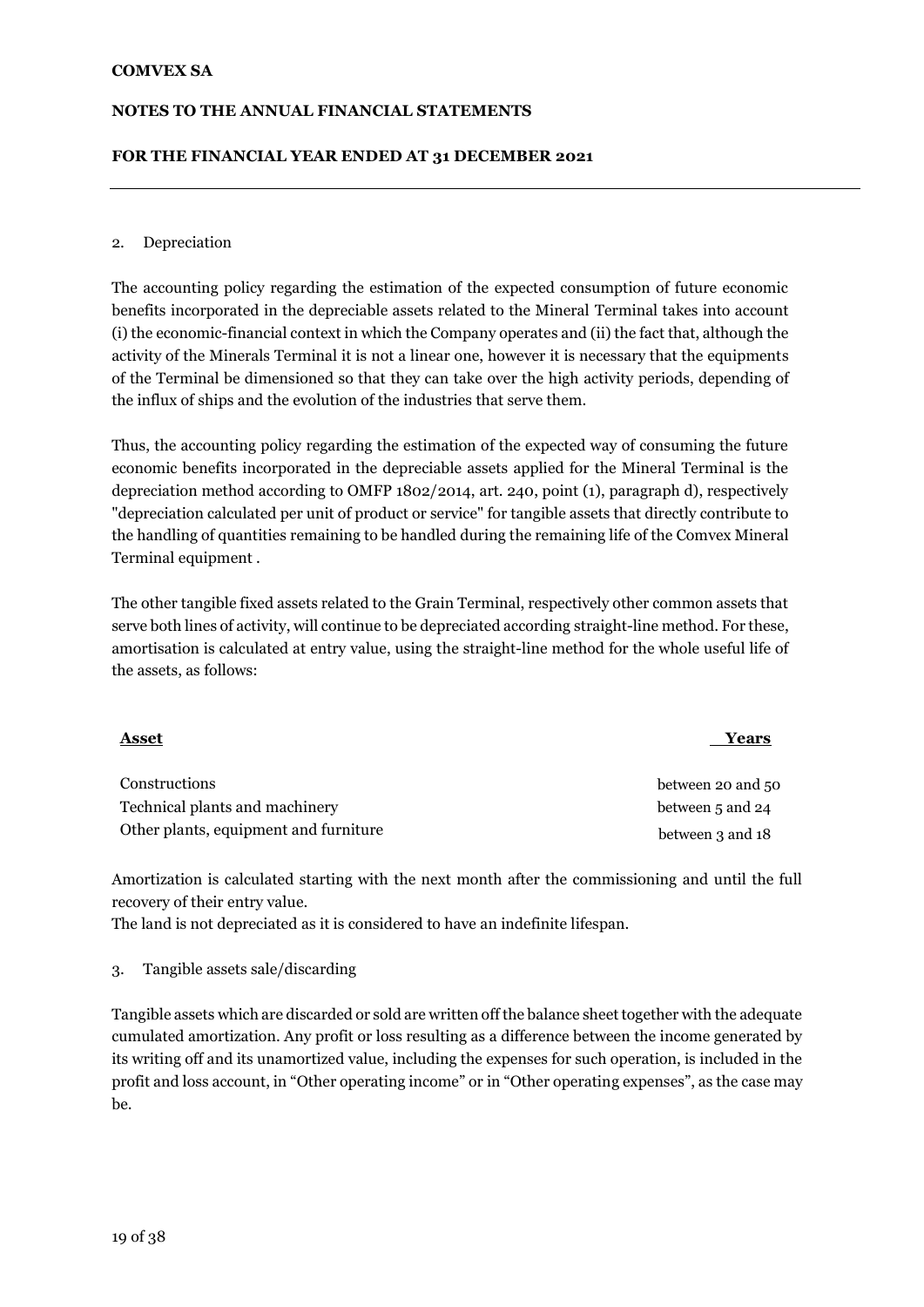2. Depreciation

The accounting policy regarding the estimation of the expected consumption of future economic benefits incorporated in the depreciable assets related to the Mineral Terminal takes into account (i) the economic-financial context in which the Company operates and (ii) the fact that, although the activity of the Minerals Terminal it is not a linear one, however it is necessary that the equipments of the Terminal be dimensioned so that they can take over the high activity periods, depending of the influx of ships and the evolution of the industries that serve them.

Thus, the accounting policy regarding the estimation of the expected way of consuming the future economic benefits incorporated in the depreciable assets applied for the Mineral Terminal is the depreciation method according to OMFP 1802/2014, art. 240, point (1), paragraph d), respectively "depreciation calculated per unit of product or service" for tangible assets that directly contribute to the handling of quantities remaining to be handled during the remaining life of the Comvex Mineral Terminal equipment .

The other tangible fixed assets related to the Grain Terminal, respectively other common assets that serve both lines of activity, will continue to be depreciated according straight-line method. For these, amortisation is calculated at entry value, using the straight-line method for the whole useful life of the assets, as follows:

| **Asset** | **Years** |
|---|---|
| Constructions | between 20 and 50 |
| Technical plants and machinery | between 5 and 24 |
| Other plants, equipment and furniture | between 3 and 18 |

Amortization is calculated starting with the next month after the commissioning and until the full recovery of their entry value.
The land is not depreciated as it is considered to have an indefinite lifespan.

3. Tangible assets sale/discarding

Tangible assets which are discarded or sold are written off the balance sheet together with the adequate cumulated amortization. Any profit or loss resulting as a difference between the income generated by its writing off and its unamortized value, including the expenses for such operation, is included in the profit and loss account, in "Other operating income" or in "Other operating expenses", as the case may be.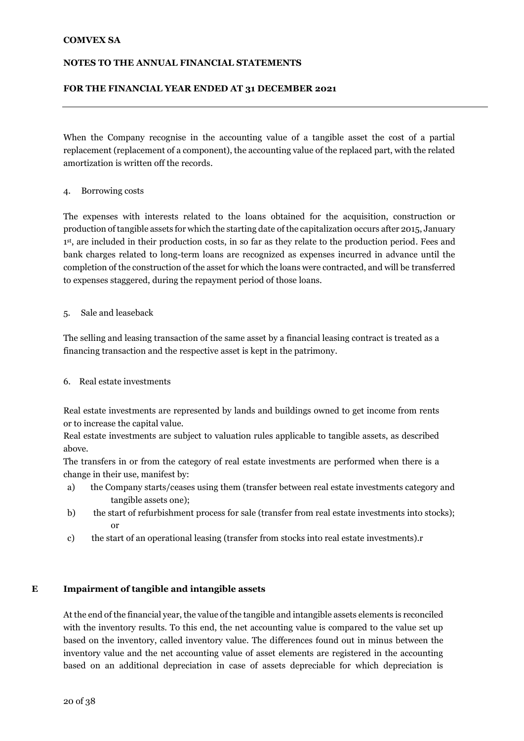When the Company recognise in the accounting value of a tangible asset the cost of a partial replacement (replacement of a component), the accounting value of the replaced part, with the related amortization is written off the records.

4. Borrowing costs

The expenses with interests related to the loans obtained for the acquisition, construction or production of tangible assets for which the starting date of the capitalization occurs after 2015, January 1st, are included in their production costs, in so far as they relate to the production period. Fees and bank charges related to long-term loans are recognized as expenses incurred in advance until the completion of the construction of the asset for which the loans were contracted, and will be transferred to expenses staggered, during the repayment period of those loans.

5. Sale and leaseback

The selling and leasing transaction of the same asset by a financial leasing contract is treated as a financing transaction and the respective asset is kept in the patrimony.

6. Real estate investments

Real estate investments are represented by lands and buildings owned to get income from rents or to increase the capital value.

Real estate investments are subject to valuation rules applicable to tangible assets, as described above.

The transfers in or from the category of real estate investments are performed when there is a change in their use, manifest by:

a) the Company starts/ceases using them (transfer between real estate investments category and tangible assets one);
b) the start of refurbishment process for sale (transfer from real estate investments into stocks); or
c) the start of an operational leasing (transfer from stocks into real estate investments).r

## E Impairment of tangible and intangible assets

At the end of the financial year, the value of the tangible and intangible assets elements is reconciled with the inventory results. To this end, the net accounting value is compared to the value set up based on the inventory, called inventory value. The differences found out in minus between the inventory value and the net accounting value of asset elements are registered in the accounting based on an additional depreciation in case of assets depreciable for which depreciation is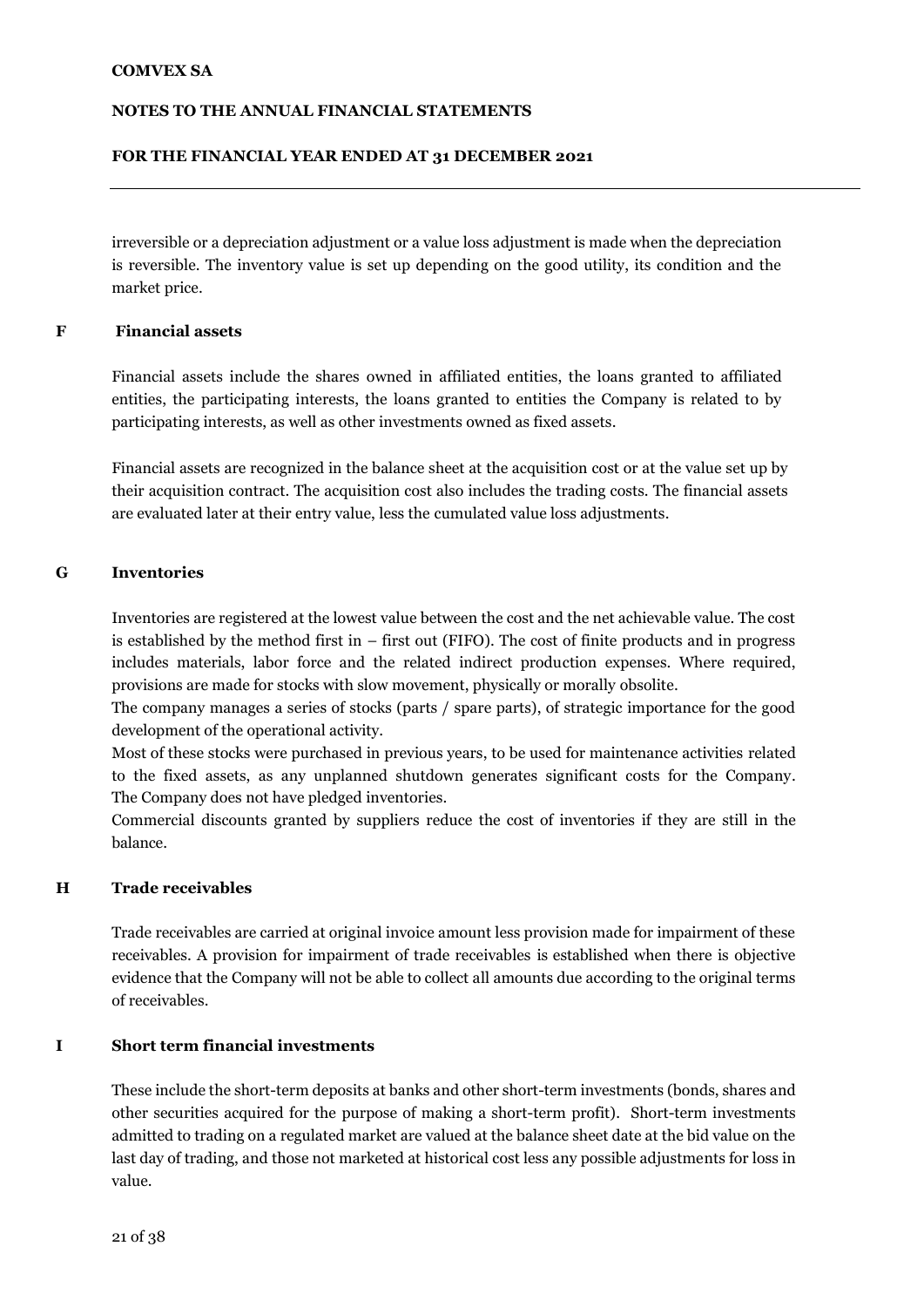irreversible or a depreciation adjustment or a value loss adjustment is made when the depreciation is reversible. The inventory value is set up depending on the good utility, its condition and the market price.

## F Financial assets

Financial assets include the shares owned in affiliated entities, the loans granted to affiliated entities, the participating interests, the loans granted to entities the Company is related to by participating interests, as well as other investments owned as fixed assets.

Financial assets are recognized in the balance sheet at the acquisition cost or at the value set up by their acquisition contract. The acquisition cost also includes the trading costs. The financial assets are evaluated later at their entry value, less the cumulated value loss adjustments.

## G Inventories

Inventories are registered at the lowest value between the cost and the net achievable value. The cost is established by the method first in – first out (FIFO). The cost of finite products and in progress includes materials, labor force and the related indirect production expenses. Where required, provisions are made for stocks with slow movement, physically or morally obsolite.

The company manages a series of stocks (parts / spare parts), of strategic importance for the good development of the operational activity.

Most of these stocks were purchased in previous years, to be used for maintenance activities related to the fixed assets, as any unplanned shutdown generates significant costs for the Company. The Company does not have pledged inventories.

Commercial discounts granted by suppliers reduce the cost of inventories if they are still in the balance.

## H Trade receivables

Trade receivables are carried at original invoice amount less provision made for impairment of these receivables. A provision for impairment of trade receivables is established when there is objective evidence that the Company will not be able to collect all amounts due according to the original terms of receivables.

## I Short term financial investments

These include the short-term deposits at banks and other short-term investments (bonds, shares and other securities acquired for the purpose of making a short-term profit). Short-term investments admitted to trading on a regulated market are valued at the balance sheet date at the bid value on the last day of trading, and those not marketed at historical cost less any possible adjustments for loss in value.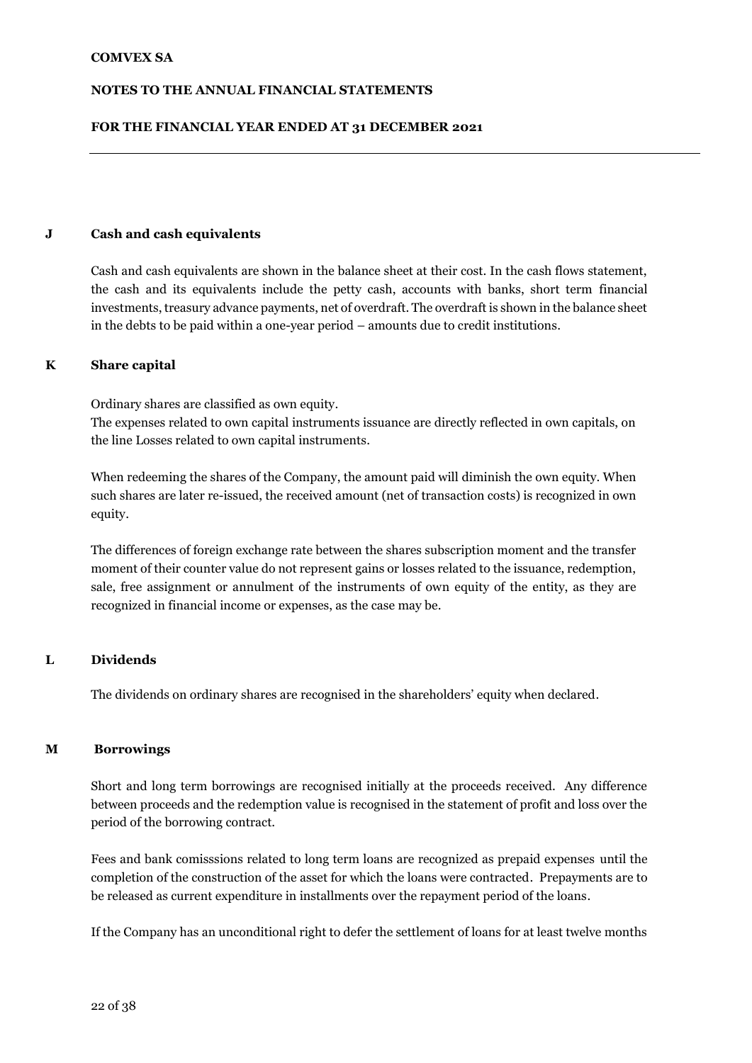### J Cash and cash equivalents

Cash and cash equivalents are shown in the balance sheet at their cost. In the cash flows statement, the cash and its equivalents include the petty cash, accounts with banks, short term financial investments, treasury advance payments, net of overdraft. The overdraft is shown in the balance sheet in the debts to be paid within a one-year period – amounts due to credit institutions.

### K Share capital

Ordinary shares are classified as own equity.
The expenses related to own capital instruments issuance are directly reflected in own capitals, on the line Losses related to own capital instruments.

When redeeming the shares of the Company, the amount paid will diminish the own equity. When such shares are later re-issued, the received amount (net of transaction costs) is recognized in own equity.

The differences of foreign exchange rate between the shares subscription moment and the transfer moment of their counter value do not represent gains or losses related to the issuance, redemption, sale, free assignment or annulment of the instruments of own equity of the entity, as they are recognized in financial income or expenses, as the case may be.

### L Dividends

The dividends on ordinary shares are recognised in the shareholders' equity when declared.

### M Borrowings

Short and long term borrowings are recognised initially at the proceeds received. Any difference between proceeds and the redemption value is recognised in the statement of profit and loss over the period of the borrowing contract.

Fees and bank comisssions related to long term loans are recognized as prepaid expenses until the completion of the construction of the asset for which the loans were contracted. Prepayments are to be released as current expenditure in installments over the repayment period of the loans.

If the Company has an unconditional right to defer the settlement of loans for at least twelve months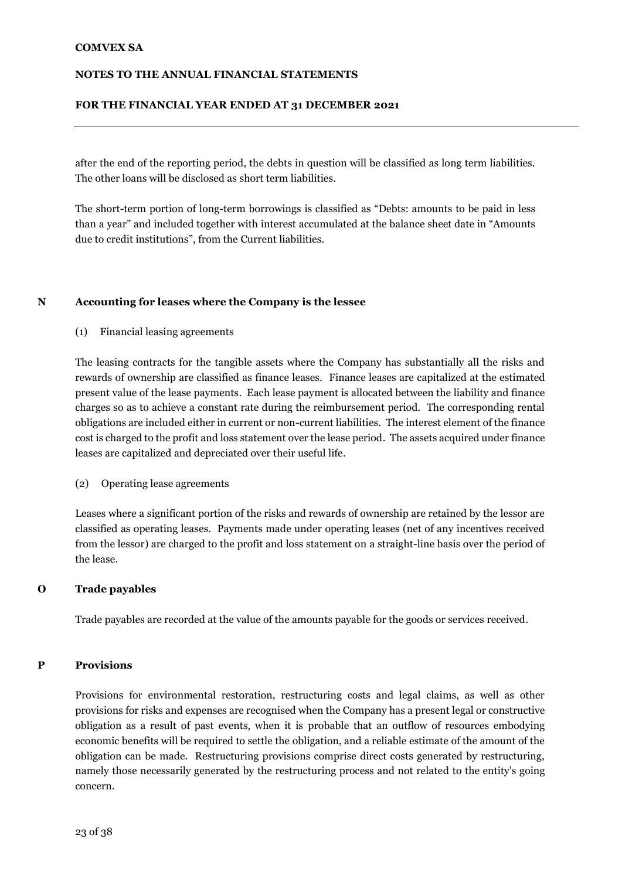after the end of the reporting period, the debts in question will be classified as long term liabilities. The other loans will be disclosed as short term liabilities.

The short-term portion of long-term borrowings is classified as "Debts: amounts to be paid in less than a year" and included together with interest accumulated at the balance sheet date in "Amounts due to credit institutions", from the Current liabilities.

## N Accounting for leases where the Company is the lessee

(1) Financial leasing agreements

The leasing contracts for the tangible assets where the Company has substantially all the risks and rewards of ownership are classified as finance leases. Finance leases are capitalized at the estimated present value of the lease payments. Each lease payment is allocated between the liability and finance charges so as to achieve a constant rate during the reimbursement period. The corresponding rental obligations are included either in current or non-current liabilities. The interest element of the finance cost is charged to the profit and loss statement over the lease period. The assets acquired under finance leases are capitalized and depreciated over their useful life.

(2) Operating lease agreements

Leases where a significant portion of the risks and rewards of ownership are retained by the lessor are classified as operating leases. Payments made under operating leases (net of any incentives received from the lessor) are charged to the profit and loss statement on a straight-line basis over the period of the lease.

## O Trade payables

Trade payables are recorded at the value of the amounts payable for the goods or services received.

## P Provisions

Provisions for environmental restoration, restructuring costs and legal claims, as well as other provisions for risks and expenses are recognised when the Company has a present legal or constructive obligation as a result of past events, when it is probable that an outflow of resources embodying economic benefits will be required to settle the obligation, and a reliable estimate of the amount of the obligation can be made. Restructuring provisions comprise direct costs generated by restructuring, namely those necessarily generated by the restructuring process and not related to the entity's going concern.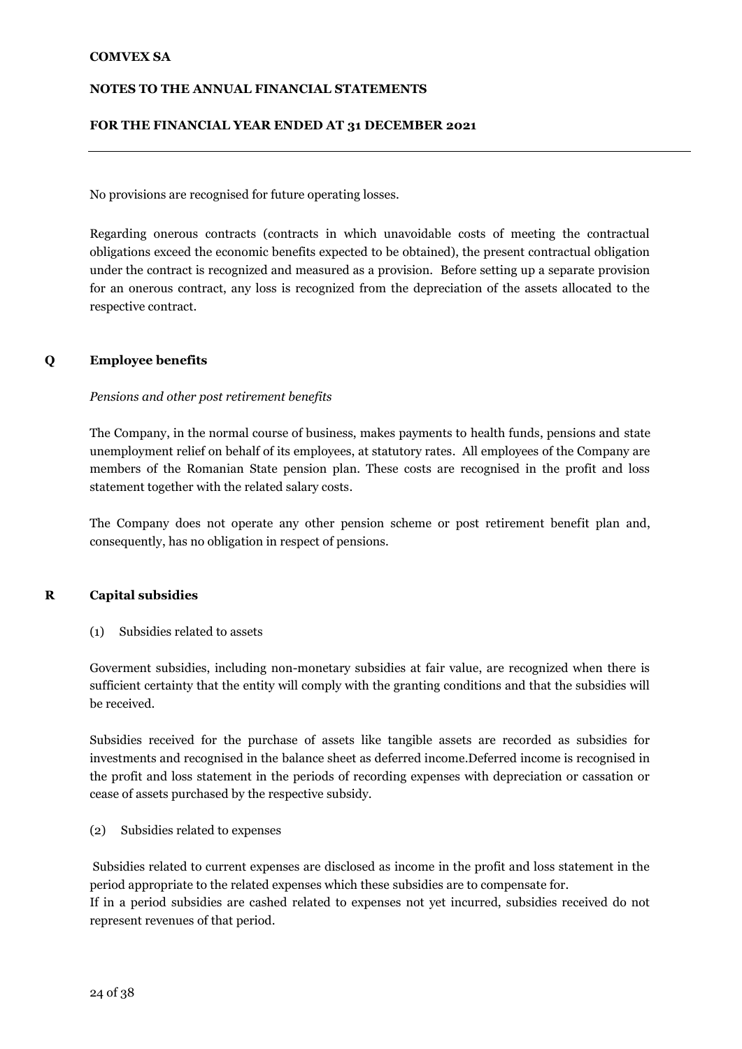No provisions are recognised for future operating losses.

Regarding onerous contracts (contracts in which unavoidable costs of meeting the contractual obligations exceed the economic benefits expected to be obtained), the present contractual obligation under the contract is recognized and measured as a provision. Before setting up a separate provision for an onerous contract, any loss is recognized from the depreciation of the assets allocated to the respective contract.

## Q Employee benefits

*Pensions and other post retirement benefits*

The Company, in the normal course of business, makes payments to health funds, pensions and state unemployment relief on behalf of its employees, at statutory rates. All employees of the Company are members of the Romanian State pension plan. These costs are recognised in the profit and loss statement together with the related salary costs.

The Company does not operate any other pension scheme or post retirement benefit plan and, consequently, has no obligation in respect of pensions.

## R Capital subsidies

(1) Subsidies related to assets

Goverment subsidies, including non-monetary subsidies at fair value, are recognized when there is sufficient certainty that the entity will comply with the granting conditions and that the subsidies will be received.

Subsidies received for the purchase of assets like tangible assets are recorded as subsidies for investments and recognised in the balance sheet as deferred income.Deferred income is recognised in the profit and loss statement in the periods of recording expenses with depreciation or cassation or cease of assets purchased by the respective subsidy.

(2) Subsidies related to expenses

Subsidies related to current expenses are disclosed as income in the profit and loss statement in the period appropriate to the related expenses which these subsidies are to compensate for.
If in a period subsidies are cashed related to expenses not yet incurred, subsidies received do not represent revenues of that period.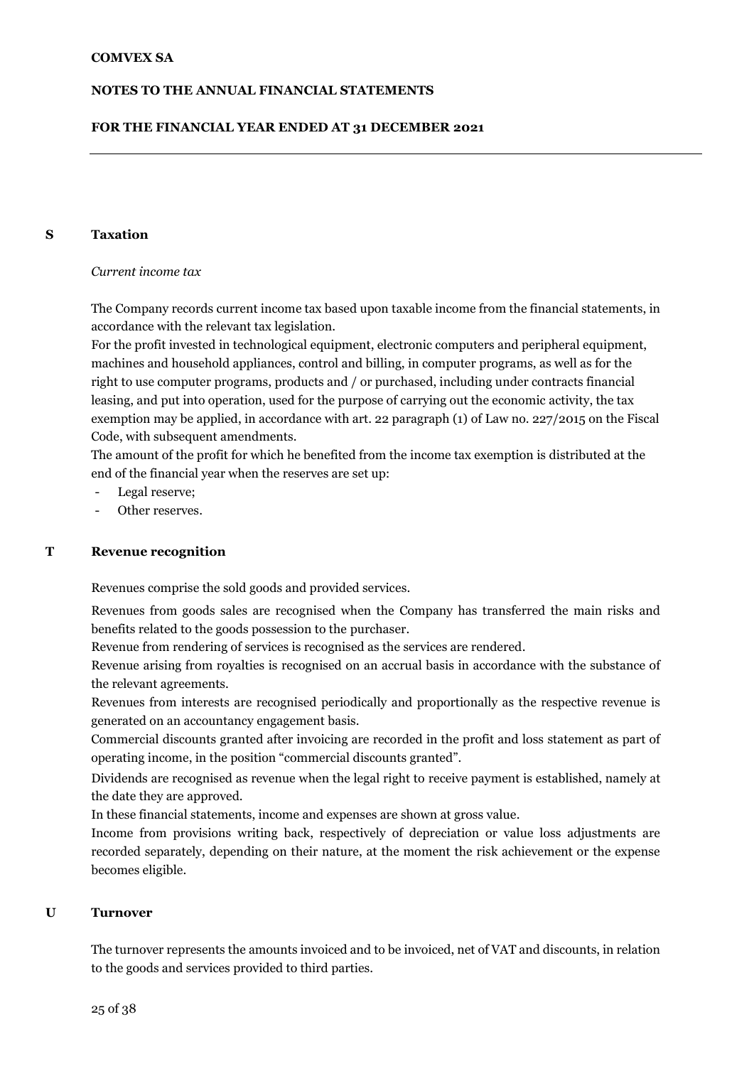## S Taxation

*Current income tax*

The Company records current income tax based upon taxable income from the financial statements, in accordance with the relevant tax legislation.

For the profit invested in technological equipment, electronic computers and peripheral equipment, machines and household appliances, control and billing, in computer programs, as well as for the right to use computer programs, products and / or purchased, including under contracts financial leasing, and put into operation, used for the purpose of carrying out the economic activity, the tax exemption may be applied, in accordance with art. 22 paragraph (1) of Law no. 227/2015 on the Fiscal Code, with subsequent amendments.

The amount of the profit for which he benefited from the income tax exemption is distributed at the end of the financial year when the reserves are set up:

- Legal reserve;
- Other reserves.

## T Revenue recognition

Revenues comprise the sold goods and provided services.

Revenues from goods sales are recognised when the Company has transferred the main risks and benefits related to the goods possession to the purchaser.

Revenue from rendering of services is recognised as the services are rendered.

Revenue arising from royalties is recognised on an accrual basis in accordance with the substance of the relevant agreements.

Revenues from interests are recognised periodically and proportionally as the respective revenue is generated on an accountancy engagement basis.

Commercial discounts granted after invoicing are recorded in the profit and loss statement as part of operating income, in the position "commercial discounts granted".

Dividends are recognised as revenue when the legal right to receive payment is established, namely at the date they are approved.

In these financial statements, income and expenses are shown at gross value.

Income from provisions writing back, respectively of depreciation or value loss adjustments are recorded separately, depending on their nature, at the moment the risk achievement or the expense becomes eligible.

## U Turnover

The turnover represents the amounts invoiced and to be invoiced, net of VAT and discounts, in relation to the goods and services provided to third parties.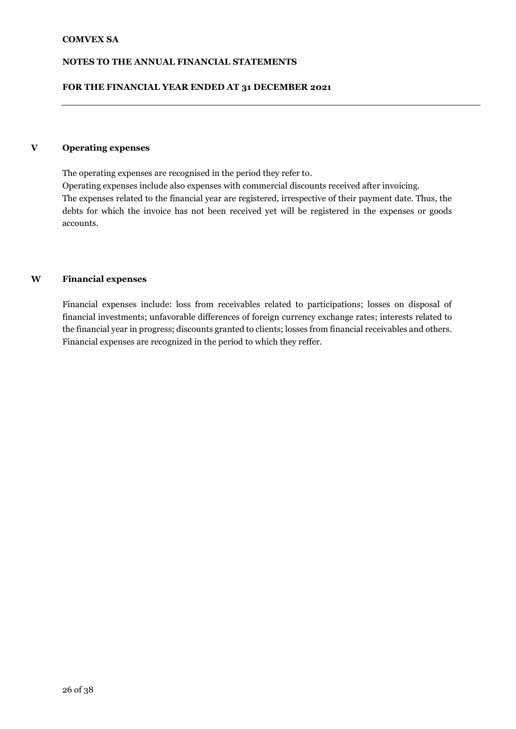### V Operating expenses

The operating expenses are recognised in the period they refer to.

Operating expenses include also expenses with commercial discounts received after invoicing.

The expenses related to the financial year are registered, irrespective of their payment date. Thus, the debts for which the invoice has not been received yet will be registered in the expenses or goods accounts.

### W Financial expenses

Financial expenses include: loss from receivables related to participations; losses on disposal of financial investments; unfavorable differences of foreign currency exchange rates; interests related to the financial year in progress; discounts granted to clients; losses from financial receivables and others. Financial expenses are recognized in the period to which they reffer.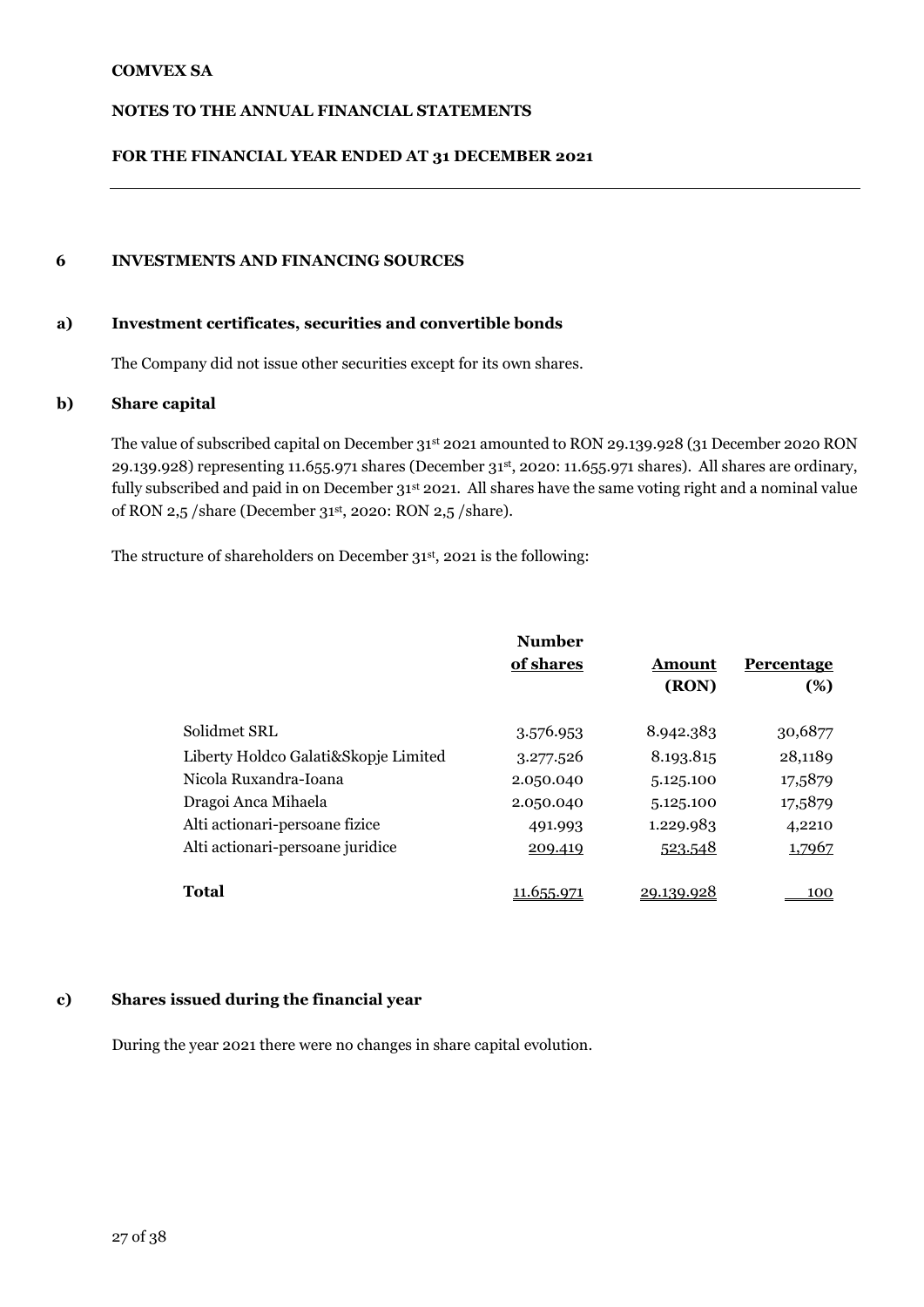# 6 INVESTMENTS AND FINANCING SOURCES

## a) Investment certificates, securities and convertible bonds

The Company did not issue other securities except for its own shares.

## b) Share capital

The value of subscribed capital on December 31st 2021 amounted to RON 29.139.928 (31 December 2020 RON 29.139.928) representing 11.655.971 shares (December 31st, 2020: 11.655.971 shares). All shares are ordinary, fully subscribed and paid in on December 31st 2021. All shares have the same voting right and a nominal value of RON 2,5 /share (December 31st, 2020: RON 2,5 /share).

The structure of shareholders on December 31st, 2021 is the following:

| | Number of shares | Amount (RON) | Percentage (%) |
|---|---|---|---|
| Solidmet SRL | 3.576.953 | 8.942.383 | 30,6877 |
| Liberty Holdco Galati&Skopje Limited | 3.277.526 | 8.193.815 | 28,1189 |
| Nicola Ruxandra-Ioana | 2.050.040 | 5.125.100 | 17,5879 |
| Dragoi Anca Mihaela | 2.050.040 | 5.125.100 | 17,5879 |
| Alti actionari-persoane fizice | 491.993 | 1.229.983 | 4,2210 |
| Alti actionari-persoane juridice | 209.419 | 523.548 | 1,7967 |
| **Total** | 11.655.971 | 29.139.928 | 100 |

## c) Shares issued during the financial year

During the year 2021 there were no changes in share capital evolution.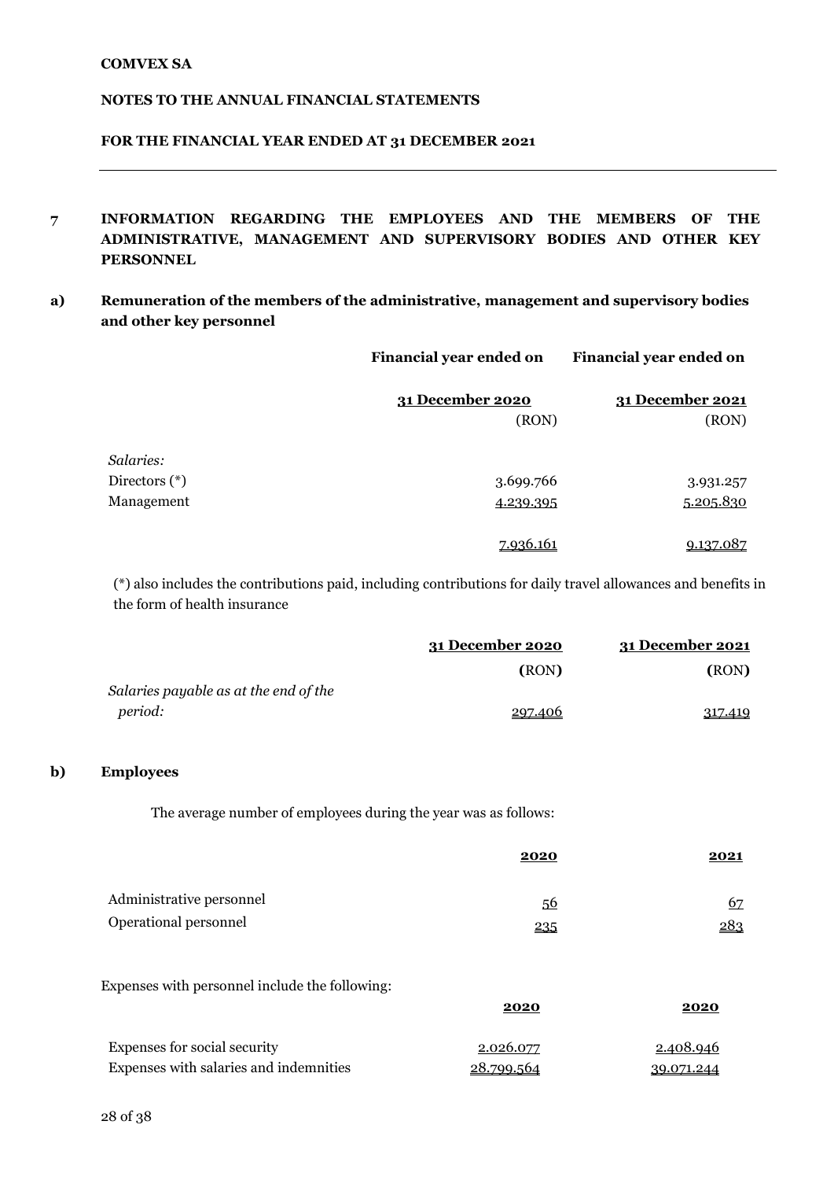## 7 INFORMATION REGARDING THE EMPLOYEES AND THE MEMBERS OF THE ADMINISTRATIVE, MANAGEMENT AND SUPERVISORY BODIES AND OTHER KEY PERSONNEL

### a) Remuneration of the members of the administrative, management and supervisory bodies and other key personnel

| | Financial year ended on 31 December 2020 (RON) | Financial year ended on 31 December 2021 (RON) |
|---|---|---|
| *Salaries:* | | |
| Directors (*) | 3.699.766 | 3.931.257 |
| Management | 4.239.395 | 5.205.830 |
| | 7.936.161 | 9.137.087 |

(*) also includes the contributions paid, including contributions for daily travel allowances and benefits in the form of health insurance

| | 31 December 2020 (RON) | 31 December 2021 (RON) |
|---|---|---|
| *Salaries payable as at the end of the period:* | 297.406 | 317.419 |

### b) Employees

The average number of employees during the year was as follows:

| | 2020 | 2021 |
|---|---|---|
| Administrative personnel | 56 | 67 |
| Operational personnel | 235 | 283 |

Expenses with personnel include the following:

| | 2020 | 2020 |
|---|---|---|
| Expenses for social security | 2.026.077 | 2.408.946 |
| Expenses with salaries and indemnities | 28.799.564 | 39.071.244 |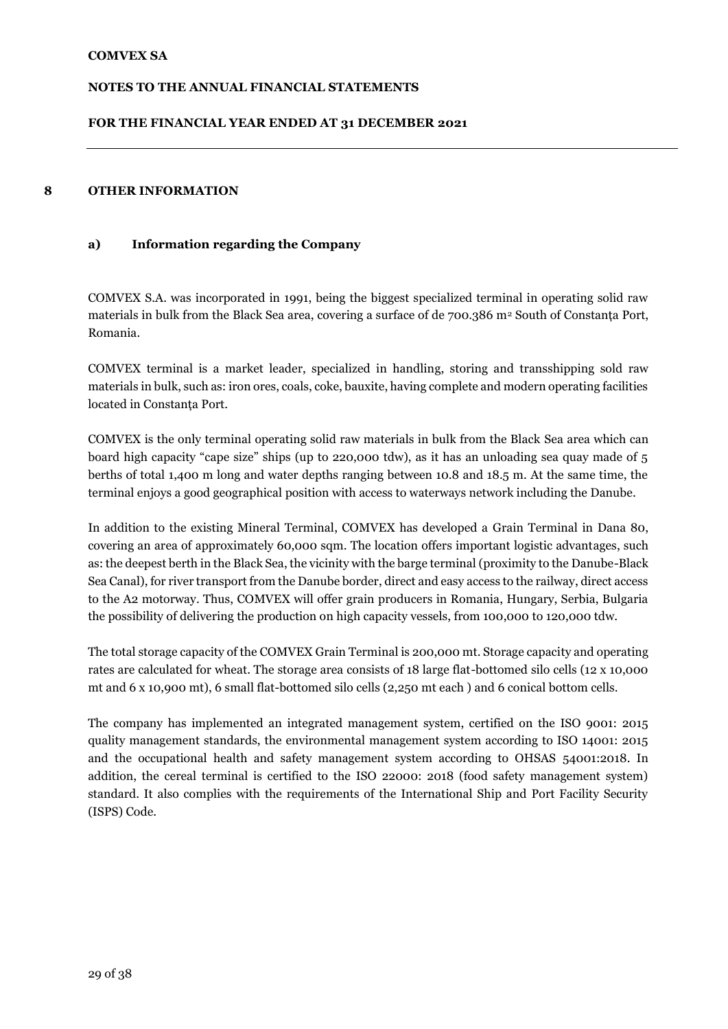## 8 OTHER INFORMATION

### a) Information regarding the Company

COMVEX S.A. was incorporated in 1991, being the biggest specialized terminal in operating solid raw materials in bulk from the Black Sea area, covering a surface of de 700.386 m$^2$ South of Constanța Port, Romania.

COMVEX terminal is a market leader, specialized in handling, storing and transshipping sold raw materials in bulk, such as: iron ores, coals, coke, bauxite, having complete and modern operating facilities located in Constanța Port.

COMVEX is the only terminal operating solid raw materials in bulk from the Black Sea area which can board high capacity "cape size" ships (up to 220,000 tdw), as it has an unloading sea quay made of 5 berths of total 1,400 m long and water depths ranging between 10.8 and 18.5 m. At the same time, the terminal enjoys a good geographical position with access to waterways network including the Danube.

In addition to the existing Mineral Terminal, COMVEX has developed a Grain Terminal in Dana 80, covering an area of approximately 60,000 sqm. The location offers important logistic advantages, such as: the deepest berth in the Black Sea, the vicinity with the barge terminal (proximity to the Danube-Black Sea Canal), for river transport from the Danube border, direct and easy access to the railway, direct access to the A2 motorway. Thus, COMVEX will offer grain producers in Romania, Hungary, Serbia, Bulgaria the possibility of delivering the production on high capacity vessels, from 100,000 to 120,000 tdw.

The total storage capacity of the COMVEX Grain Terminal is 200,000 mt. Storage capacity and operating rates are calculated for wheat. The storage area consists of 18 large flat-bottomed silo cells (12 x 10,000 mt and 6 x 10,900 mt), 6 small flat-bottomed silo cells (2,250 mt each ) and 6 conical bottom cells.

The company has implemented an integrated management system, certified on the ISO 9001: 2015 quality management standards, the environmental management system according to ISO 14001: 2015 and the occupational health and safety management system according to OHSAS 54001:2018. In addition, the cereal terminal is certified to the ISO 22000: 2018 (food safety management system) standard. It also complies with the requirements of the International Ship and Port Facility Security (ISPS) Code.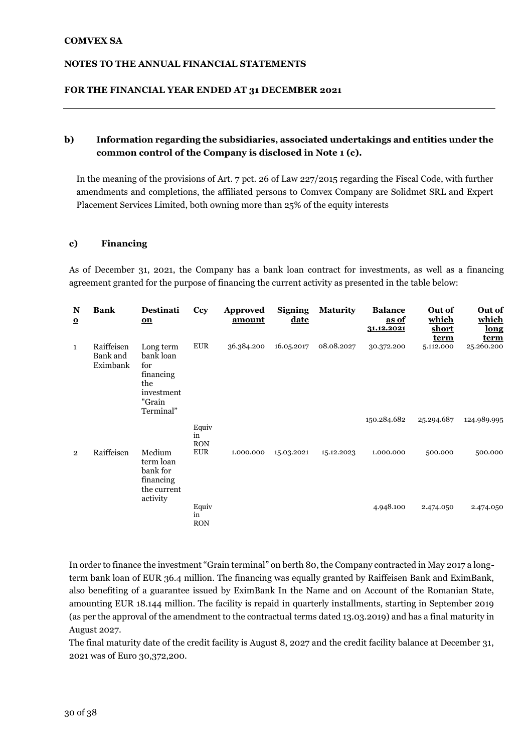**b) Information regarding the subsidiaries, associated undertakings and entities under the common control of the Company is disclosed in Note 1 (c).**

In the meaning of the provisions of Art. 7 pct. 26 of Law 227/2015 regarding the Fiscal Code, with further amendments and completions, the affiliated persons to Comvex Company are Solidmet SRL and Expert Placement Services Limited, both owning more than 25% of the equity interests

**c) Financing**

As of December 31, 2021, the Company has a bank loan contract for investments, as well as a financing agreement granted for the purpose of financing the current activity as presented in the table below:

| No | Bank | Destination | Ccy | Approved amount | Signing date | Maturity | Balance as of 31.12.2021 | Out of which short term | Out of which long term |
|---|---|---|---|---|---|---|---|---|---|
| 1 | Raiffeisen Bank and Eximbank | Long term bank loan for financing the investment "Grain Terminal" | EUR | 36.384.200 | 16.05.2017 | 08.08.2027 | 30.372.200 | 5.112.000 | 25.260.200 |
| | | | Equiv in RON | | | | 150.284.682 | 25.294.687 | 124.989.995 |
| 2 | Raiffeisen | Medium term loan bank for financing the current activity | EUR | 1.000.000 | 15.03.2021 | 15.12.2023 | 1.000.000 | 500.000 | 500.000 |
| | | | Equiv in RON | | | | 4.948.100 | 2.474.050 | 2.474.050 |

In order to finance the investment "Grain terminal" on berth 80, the Company contracted in May 2017 a long-term bank loan of EUR 36.4 million. The financing was equally granted by Raiffeisen Bank and EximBank, also benefiting of a guarantee issued by EximBank In the Name and on Account of the Romanian State, amounting EUR 18.144 million. The facility is repaid in quarterly installments, starting in September 2019 (as per the approval of the amendment to the contractual terms dated 13.03.2019) and has a final maturity in August 2027.

The final maturity date of the credit facility is August 8, 2027 and the credit facility balance at December 31, 2021 was of Euro 30,372,200.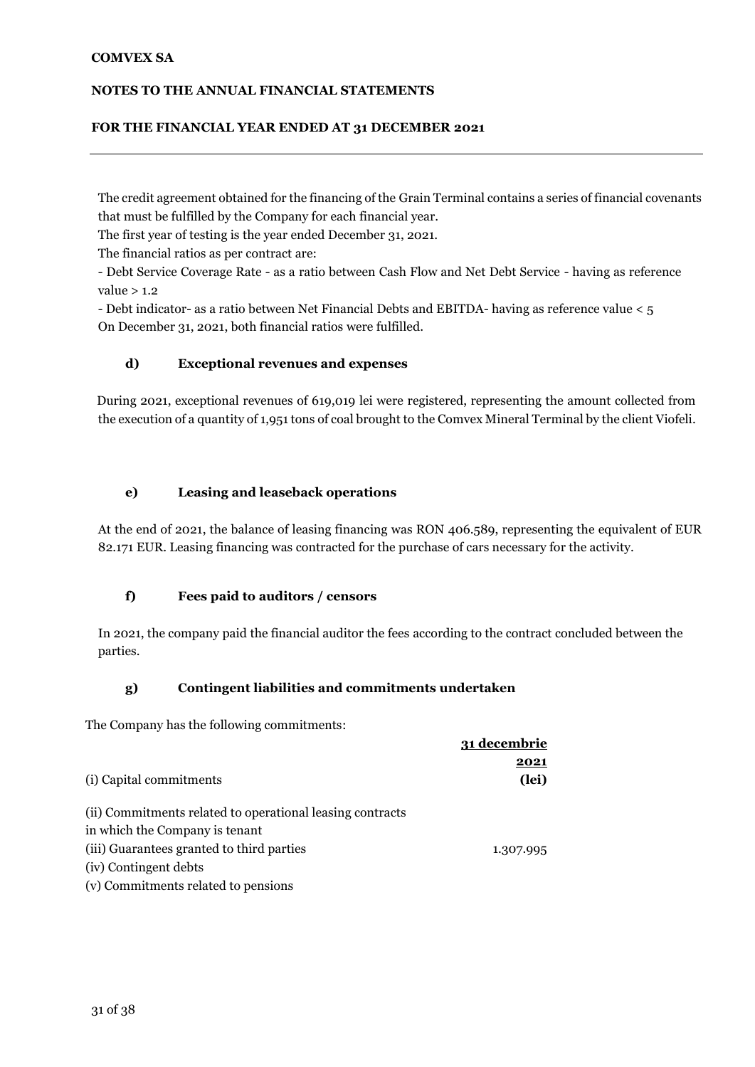The credit agreement obtained for the financing of the Grain Terminal contains a series of financial covenants that must be fulfilled by the Company for each financial year.

The first year of testing is the year ended December 31, 2021.

The financial ratios as per contract are:

- Debt Service Coverage Rate - as a ratio between Cash Flow and Net Debt Service - having as reference value > 1.2
- Debt indicator- as a ratio between Net Financial Debts and EBITDA- having as reference value < 5

On December 31, 2021, both financial ratios were fulfilled.

### d) Exceptional revenues and expenses

During 2021, exceptional revenues of 619,019 lei were registered, representing the amount collected from the execution of a quantity of 1,951 tons of coal brought to the Comvex Mineral Terminal by the client Viofeli.

### e) Leasing and leaseback operations

At the end of 2021, the balance of leasing financing was RON 406.589, representing the equivalent of EUR 82.171 EUR. Leasing financing was contracted for the purchase of cars necessary for the activity.

### f) Fees paid to auditors / censors

In 2021, the company paid the financial auditor the fees according to the contract concluded between the parties.

### g) Contingent liabilities and commitments undertaken

The Company has the following commitments:

| | 31 decembrie 2021 (lei) |
|---|---|
| (i) Capital commitments | |
| (ii) Commitments related to operational leasing contracts in which the Company is tenant | |
| (iii) Guarantees granted to third parties | 1.307.995 |
| (iv) Contingent debts | |
| (v) Commitments related to pensions | |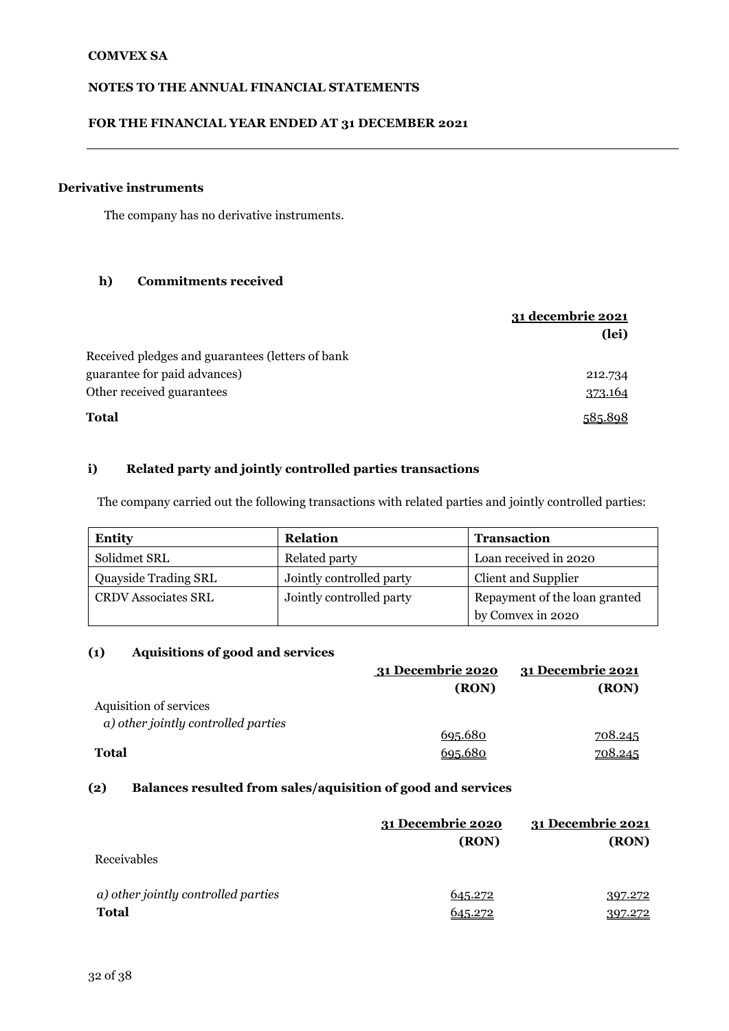**Derivative instruments**

The company has no derivative instruments.

**h) Commitments received**

| | 31 decembrie 2021 (lei) |
|---|---|
| Received pledges and guarantees (letters of bank guarantee for paid advances) | 212.734 |
| Other received guarantees | 373.164 |
| **Total** | 585.898 |

**i) Related party and jointly controlled parties transactions**

The company carried out the following transactions with related parties and jointly controlled parties:

| Entity | Relation | Transaction |
|---|---|---|
| Solidmet SRL | Related party | Loan received in 2020 |
| Quayside Trading SRL | Jointly controlled party | Client and Supplier |
| CRDV Associates SRL | Jointly controlled party | Repayment of the loan granted by Comvex in 2020 |

**(1) Aquisitions of good and services**

| | 31 Decembrie 2020 (RON) | 31 Decembrie 2021 (RON) |
|---|---|---|
| Aquisition of services | | |
| *a) other jointly controlled parties* | 695.680 | 708.245 |
| **Total** | 695.680 | 708.245 |

**(2) Balances resulted from sales/aquisition of good and services**

| | 31 Decembrie 2020 (RON) | 31 Decembrie 2021 (RON) |
|---|---|---|
| Receivables | | |
| *a) other jointly controlled parties* | 645.272 | 397.272 |
| **Total** | 645.272 | 397.272 |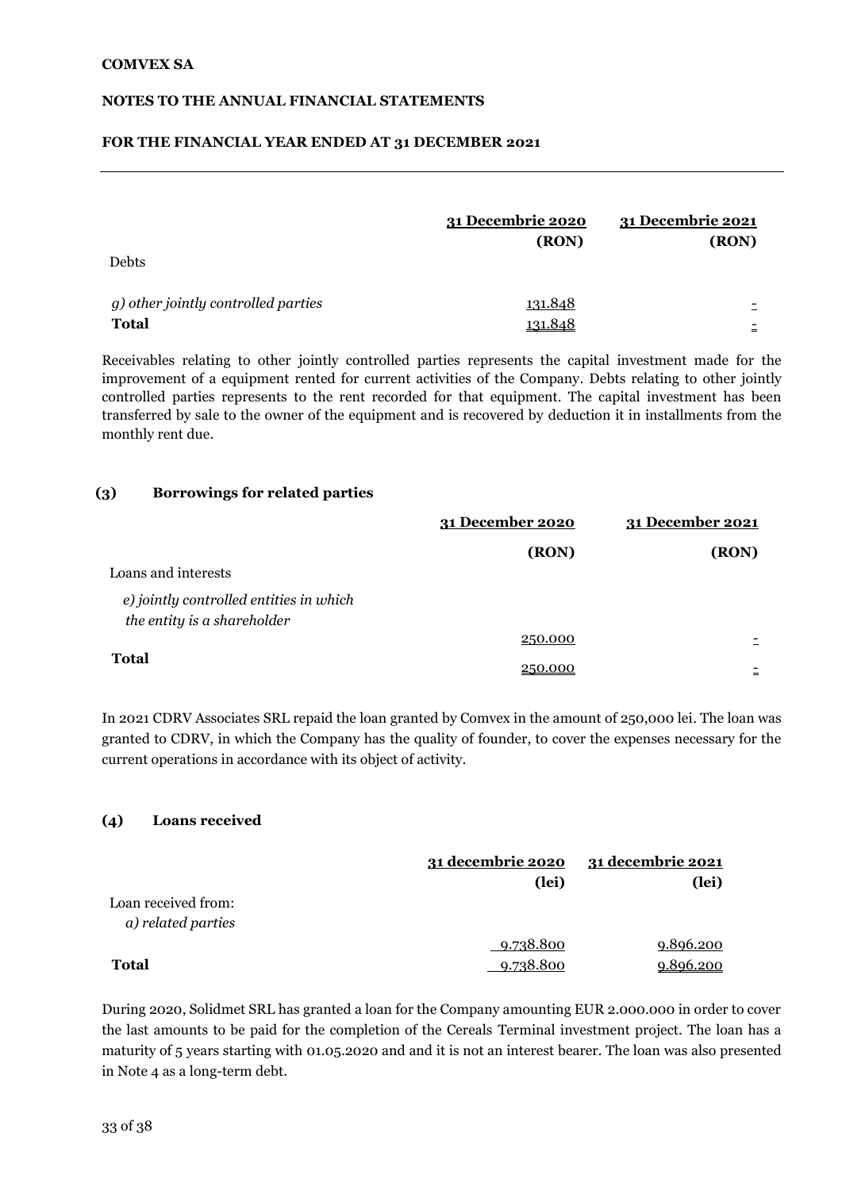| | 31 Decembrie 2020 (RON) | 31 Decembrie 2021 (RON) |
|---|---|---|
| Debts | | |
| *g) other jointly controlled parties* | 131.848 | - |
| **Total** | 131.848 | - |

Receivables relating to other jointly controlled parties represents the capital investment made for the improvement of a equipment rented for current activities of the Company. Debts relating to other jointly controlled parties represents to the rent recorded for that equipment. The capital investment has been transferred by sale to the owner of the equipment and is recovered by deduction it in installments from the monthly rent due.

### (3) Borrowings for related parties

| | 31 December 2020 (RON) | 31 December 2021 (RON) |
|---|---|---|
| Loans and interests | | |
| *e) jointly controlled entities in which the entity is a shareholder* | 250.000 | - |
| **Total** | 250.000 | - |

In 2021 CDRV Associates SRL repaid the loan granted by Comvex in the amount of 250,000 lei. The loan was granted to CDRV, in which the Company has the quality of founder, to cover the expenses necessary for the current operations in accordance with its object of activity.

### (4) Loans received

| | 31 decembrie 2020 (lei) | 31 decembrie 2021 (lei) |
|---|---|---|
| Loan received from: | | |
| *a) related parties* | 9.738.800 | 9.896.200 |
| **Total** | 9.738.800 | 9.896.200 |

During 2020, Solidmet SRL has granted a loan for the Company amounting EUR 2.000.000 in order to cover the last amounts to be paid for the completion of the Cereals Terminal investment project. The loan has a maturity of 5 years starting with 01.05.2020 and and it is not an interest bearer. The loan was also presented in Note 4 as a long-term debt.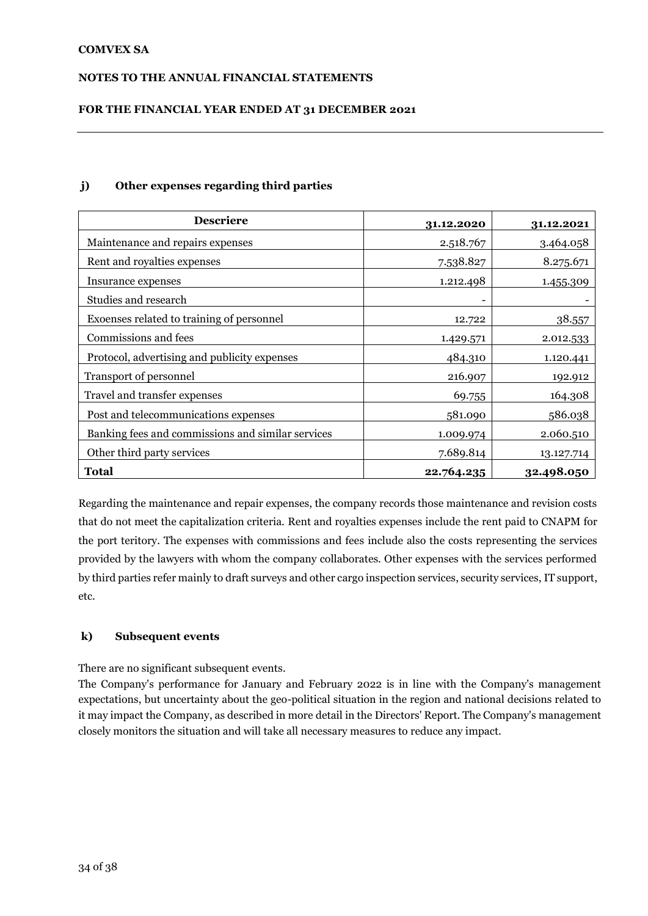### j) Other expenses regarding third parties

| Descriere | 31.12.2020 | 31.12.2021 |
|---|---|---|
| Maintenance and repairs expenses | 2.518.767 | 3.464.058 |
| Rent and royalties expenses | 7.538.827 | 8.275.671 |
| Insurance expenses | 1.212.498 | 1.455.309 |
| Studies and research | - | - |
| Exoenses related to training of personnel | 12.722 | 38.557 |
| Commissions and fees | 1.429.571 | 2.012.533 |
| Protocol, advertising and publicity expenses | 484.310 | 1.120.441 |
| Transport of personnel | 216.907 | 192.912 |
| Travel and transfer expenses | 69.755 | 164.308 |
| Post and telecommunications expenses | 581.090 | 586.038 |
| Banking fees and commissions and similar services | 1.009.974 | 2.060.510 |
| Other third party services | 7.689.814 | 13.127.714 |
| **Total** | **22.764.235** | **32.498.050** |

Regarding the maintenance and repair expenses, the company records those maintenance and revision costs that do not meet the capitalization criteria. Rent and royalties expenses include the rent paid to CNAPM for the port teritory. The expenses with commissions and fees include also the costs representing the services provided by the lawyers with whom the company collaborates. Other expenses with the services performed by third parties refer mainly to draft surveys and other cargo inspection services, security services, IT support, etc.

### k) Subsequent events

There are no significant subsequent events.

The Company's performance for January and February 2022 is in line with the Company's management expectations, but uncertainty about the geo-political situation in the region and national decisions related to it may impact the Company, as described in more detail in the Directors' Report. The Company's management closely monitors the situation and will take all necessary measures to reduce any impact.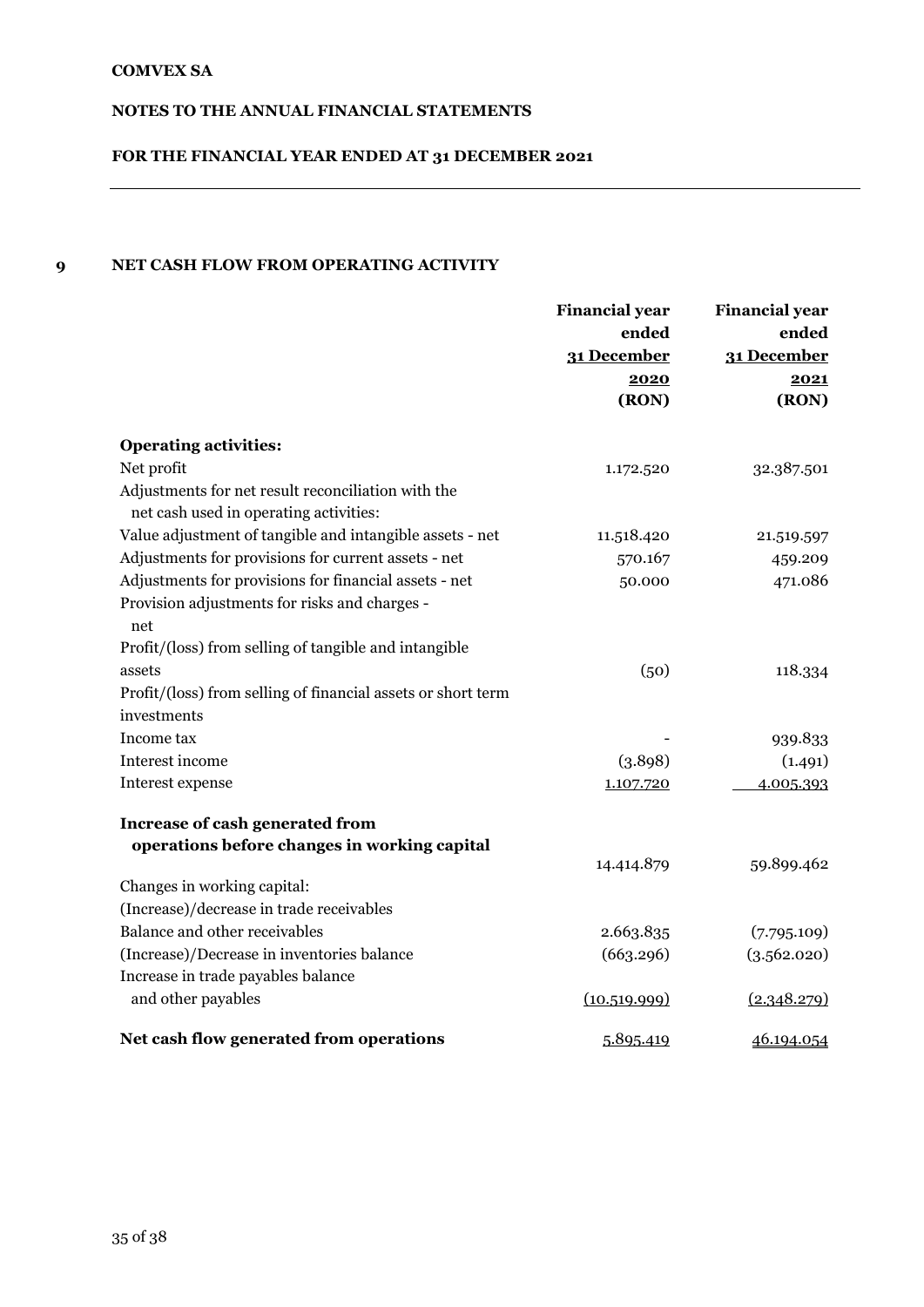**COMVEX SA**

**NOTES TO THE ANNUAL FINANCIAL STATEMENTS**

**FOR THE FINANCIAL YEAR ENDED AT 31 DECEMBER 2021**

## 9 NET CASH FLOW FROM OPERATING ACTIVITY

| | Financial year ended 31 December 2020 (RON) | Financial year ended 31 December 2021 (RON) |
|---|---|---|
| **Operating activities:** | | |
| Net profit | 1.172.520 | 32.387.501 |
| Adjustments for net result reconciliation with the net cash used in operating activities: | | |
| Value adjustment of tangible and intangible assets - net | 11.518.420 | 21.519.597 |
| Adjustments for provisions for current assets - net | 570.167 | 459.209 |
| Adjustments for provisions for financial assets - net | 50.000 | 471.086 |
| Provision adjustments for risks and charges - net | | |
| Profit/(loss) from selling of tangible and intangible assets | (50) | 118.334 |
| Profit/(loss) from selling of financial assets or short term investments | | |
| Income tax | - | 939.833 |
| Interest income | (3.898) | (1.491) |
| Interest expense | 1.107.720 | 4.005.393 |
| **Increase of cash generated from operations before changes in working capital** | 14.414.879 | 59.899.462 |
| Changes in working capital: | | |
| (Increase)/decrease in trade receivables | | |
| Balance and other receivables | 2.663.835 | (7.795.109) |
| (Increase)/Decrease in inventories balance | (663.296) | (3.562.020) |
| Increase in trade payables balance and other payables | (10.519.999) | (2.348.279) |
| **Net cash flow generated from operations** | 5.895.419 | 46.194.054 |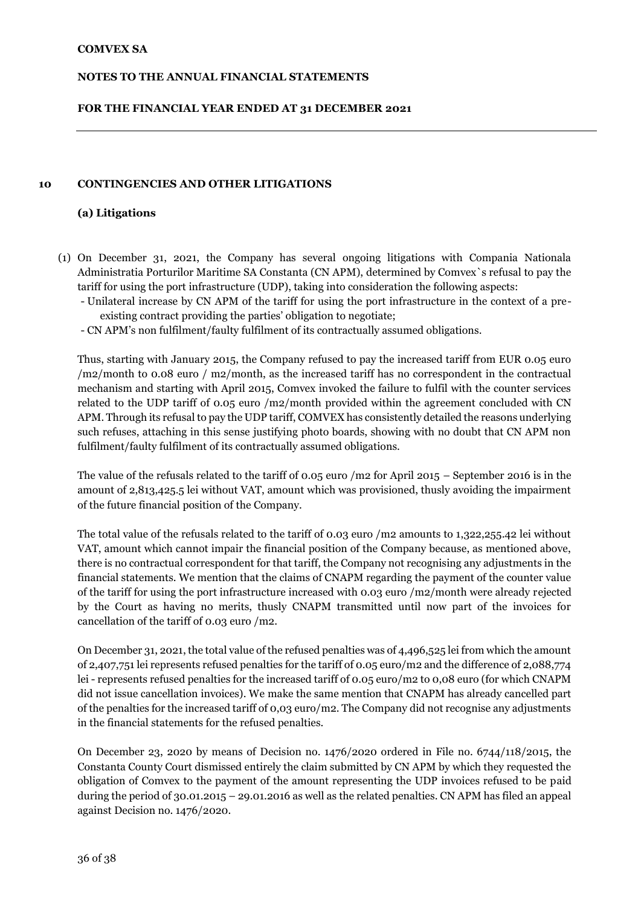## 10 CONTINGENCIES AND OTHER LITIGATIONS

### (a) Litigations

(1) On December 31, 2021, the Company has several ongoing litigations with Compania Nationala Administratia Porturilor Maritime SA Constanta (CN APM), determined by Comvex`s refusal to pay the tariff for using the port infrastructure (UDP), taking into consideration the following aspects:
   - Unilateral increase by CN APM of the tariff for using the port infrastructure in the context of a pre-existing contract providing the parties' obligation to negotiate;
   - CN APM's non fulfilment/faulty fulfilment of its contractually assumed obligations.

Thus, starting with January 2015, the Company refused to pay the increased tariff from EUR 0.05 euro /m2/month to 0.08 euro / m2/month, as the increased tariff has no correspondent in the contractual mechanism and starting with April 2015, Comvex invoked the failure to fulfil with the counter services related to the UDP tariff of 0.05 euro /m2/month provided within the agreement concluded with CN APM. Through its refusal to pay the UDP tariff, COMVEX has consistently detailed the reasons underlying such refuses, attaching in this sense justifying photo boards, showing with no doubt that CN APM non fulfilment/faulty fulfilment of its contractually assumed obligations.

The value of the refusals related to the tariff of 0.05 euro /m2 for April 2015 – September 2016 is in the amount of 2,813,425.5 lei without VAT, amount which was provisioned, thusly avoiding the impairment of the future financial position of the Company.

The total value of the refusals related to the tariff of 0.03 euro /m2 amounts to 1,322,255.42 lei without VAT, amount which cannot impair the financial position of the Company because, as mentioned above, there is no contractual correspondent for that tariff, the Company not recognising any adjustments in the financial statements. We mention that the claims of CNAPM regarding the payment of the counter value of the tariff for using the port infrastructure increased with 0.03 euro /m2/month were already rejected by the Court as having no merits, thusly CNAPM transmitted until now part of the invoices for cancellation of the tariff of 0.03 euro /m2.

On December 31, 2021, the total value of the refused penalties was of 4,496,525 lei from which the amount of 2,407,751 lei represents refused penalties for the tariff of 0.05 euro/m2 and the difference of 2,088,774 lei - represents refused penalties for the increased tariff of 0.05 euro/m2 to 0,08 euro (for which CNAPM did not issue cancellation invoices). We make the same mention that CNAPM has already cancelled part of the penalties for the increased tariff of 0,03 euro/m2. The Company did not recognise any adjustments in the financial statements for the refused penalties.

On December 23, 2020 by means of Decision no. 1476/2020 ordered in File no. 6744/118/2015, the Constanta County Court dismissed entirely the claim submitted by CN APM by which they requested the obligation of Comvex to the payment of the amount representing the UDP invoices refused to be paid during the period of 30.01.2015 – 29.01.2016 as well as the related penalties. CN APM has filed an appeal against Decision no. 1476/2020.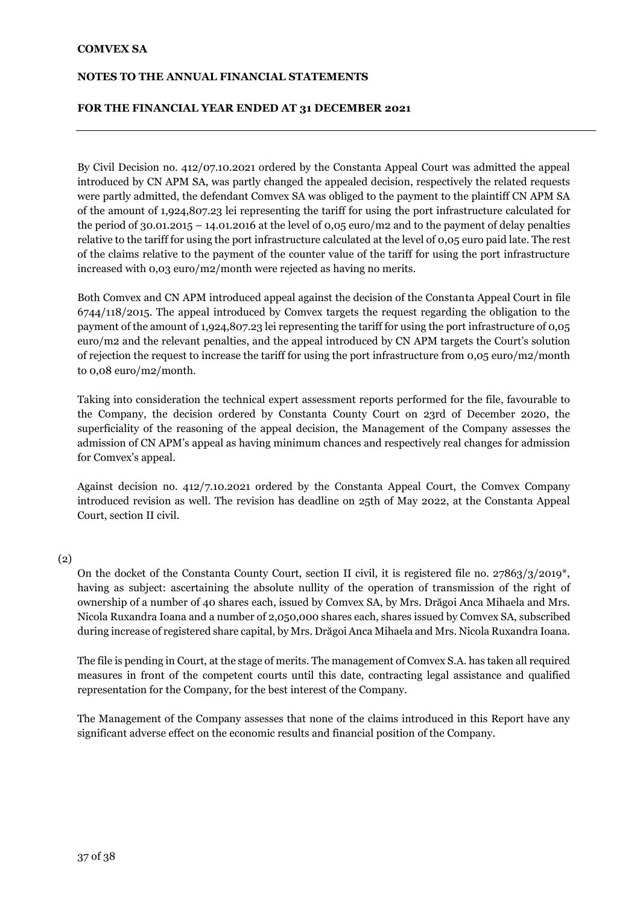By Civil Decision no. 412/07.10.2021 ordered by the Constanta Appeal Court was admitted the appeal introduced by CN APM SA, was partly changed the appealed decision, respectively the related requests were partly admitted, the defendant Comvex SA was obliged to the payment to the plaintiff CN APM SA of the amount of 1,924,807.23 lei representing the tariff for using the port infrastructure calculated for the period of 30.01.2015 – 14.01.2016 at the level of 0,05 euro/m2 and to the payment of delay penalties relative to the tariff for using the port infrastructure calculated at the level of 0,05 euro paid late. The rest of the claims relative to the payment of the counter value of the tariff for using the port infrastructure increased with 0,03 euro/m2/month were rejected as having no merits.

Both Comvex and CN APM introduced appeal against the decision of the Constanta Appeal Court in file 6744/118/2015. The appeal introduced by Comvex targets the request regarding the obligation to the payment of the amount of 1,924,807.23 lei representing the tariff for using the port infrastructure of 0,05 euro/m2 and the relevant penalties, and the appeal introduced by CN APM targets the Court's solution of rejection the request to increase the tariff for using the port infrastructure from 0,05 euro/m2/month to 0,08 euro/m2/month.

Taking into consideration the technical expert assessment reports performed for the file, favourable to the Company, the decision ordered by Constanta County Court on 23rd of December 2020, the superficiality of the reasoning of the appeal decision, the Management of the Company assesses the admission of CN APM's appeal as having minimum chances and respectively real changes for admission for Comvex's appeal.

Against decision no. 412/7.10.2021 ordered by the Constanta Appeal Court, the Comvex Company introduced revision as well. The revision has deadline on 25th of May 2022, at the Constanta Appeal Court, section II civil.

(2)

On the docket of the Constanta County Court, section II civil, it is registered file no. 27863/3/2019*, having as subject: ascertaining the absolute nullity of the operation of transmission of the right of ownership of a number of 40 shares each, issued by Comvex SA, by Mrs. Drăgoi Anca Mihaela and Mrs. Nicola Ruxandra Ioana and a number of 2,050,000 shares each, shares issued by Comvex SA, subscribed during increase of registered share capital, by Mrs. Drăgoi Anca Mihaela and Mrs. Nicola Ruxandra Ioana.

The file is pending in Court, at the stage of merits. The management of Comvex S.A. has taken all required measures in front of the competent courts until this date, contracting legal assistance and qualified representation for the Company, for the best interest of the Company.

The Management of the Company assesses that none of the claims introduced in this Report have any significant adverse effect on the economic results and financial position of the Company.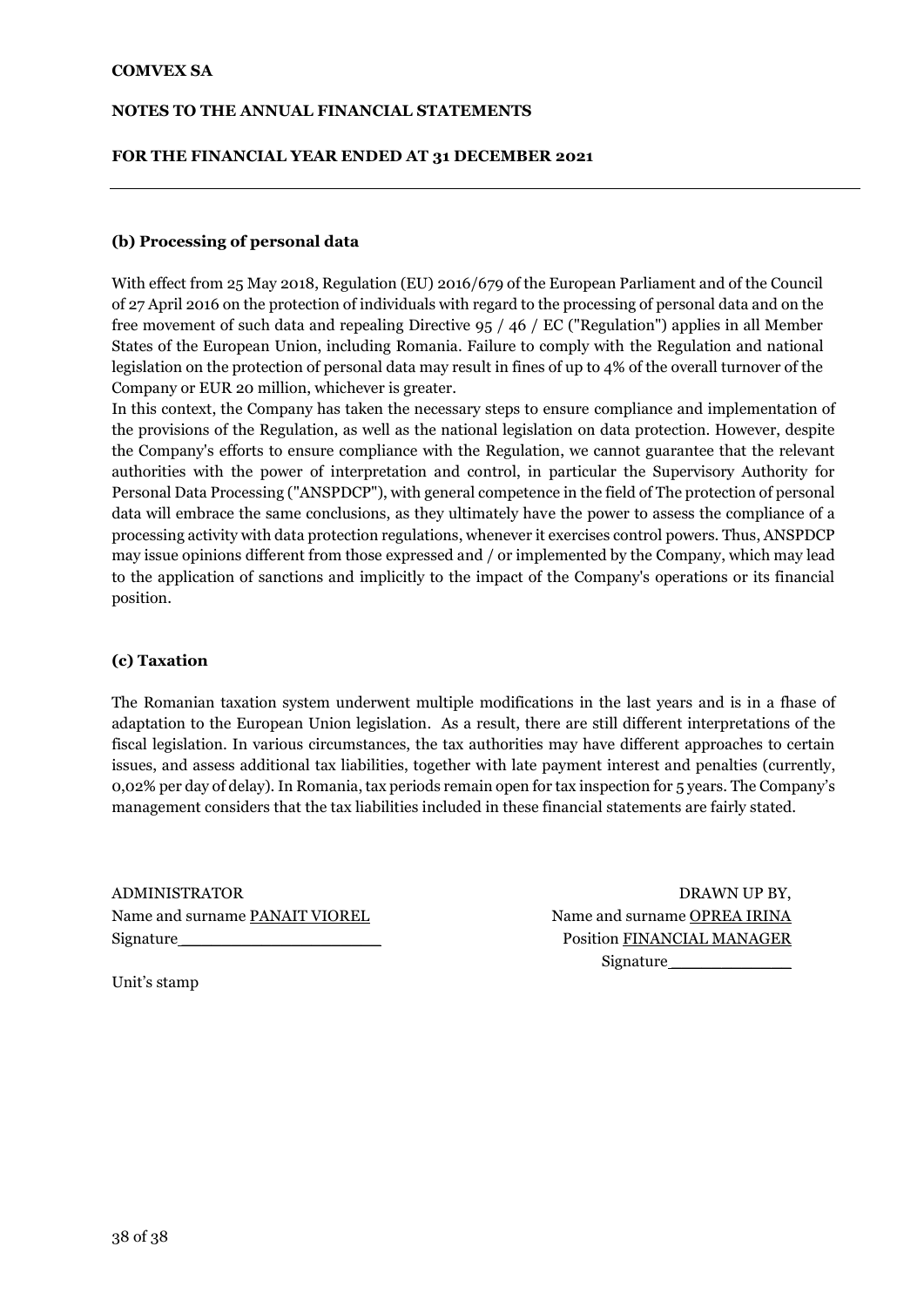**(b) Processing of personal data**

With effect from 25 May 2018, Regulation (EU) 2016/679 of the European Parliament and of the Council of 27 April 2016 on the protection of individuals with regard to the processing of personal data and on the free movement of such data and repealing Directive 95 / 46 / EC ("Regulation") applies in all Member States of the European Union, including Romania. Failure to comply with the Regulation and national legislation on the protection of personal data may result in fines of up to 4% of the overall turnover of the Company or EUR 20 million, whichever is greater.

In this context, the Company has taken the necessary steps to ensure compliance and implementation of the provisions of the Regulation, as well as the national legislation on data protection. However, despite the Company's efforts to ensure compliance with the Regulation, we cannot guarantee that the relevant authorities with the power of interpretation and control, in particular the Supervisory Authority for Personal Data Processing ("ANSPDCP"), with general competence in the field of The protection of personal data will embrace the same conclusions, as they ultimately have the power to assess the compliance of a processing activity with data protection regulations, whenever it exercises control powers. Thus, ANSPDCP may issue opinions different from those expressed and / or implemented by the Company, which may lead to the application of sanctions and implicitly to the impact of the Company's operations or its financial position.

**(c) Taxation**

The Romanian taxation system underwent multiple modifications in the last years and is in a fhase of adaptation to the European Union legislation. As a result, there are still different interpretations of the fiscal legislation. In various circumstances, the tax authorities may have different approaches to certain issues, and assess additional tax liabilities, together with late payment interest and penalties (currently, 0,02% per day of delay). In Romania, tax periods remain open for tax inspection for 5 years. The Company's management considers that the tax liabilities included in these financial statements are fairly stated.

ADMINISTRATOR
Name and surname PANAIT VIOREL
Signature_____________________

DRAWN UP BY,
Name and surname OPREA IRINA
Position FINANCIAL MANAGER
Signature_____________

Unit's stamp